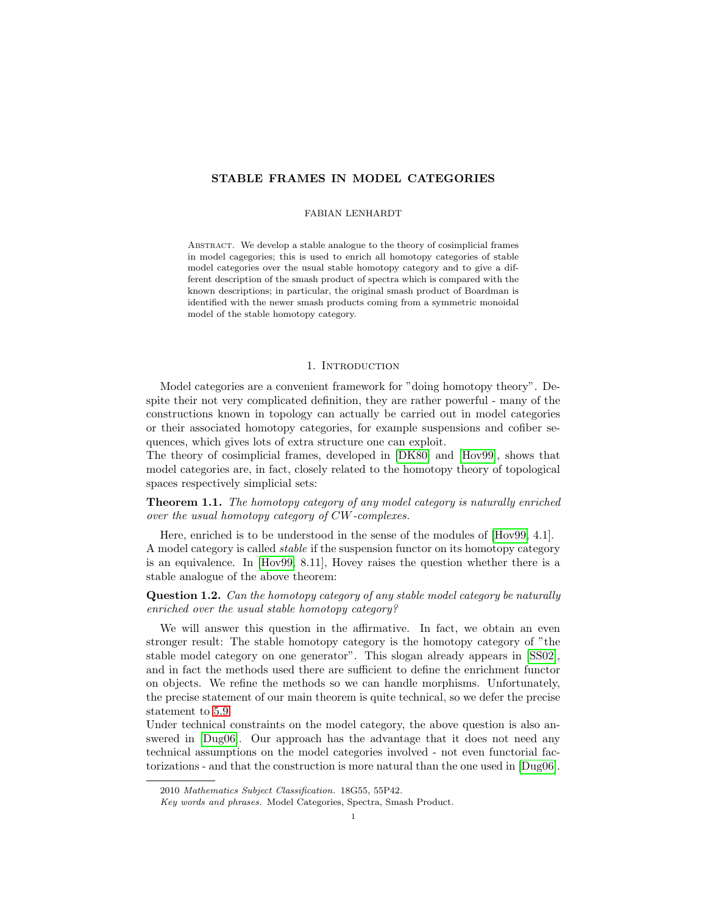# STABLE FRAMES IN MODEL CATEGORIES

FABIAN LENHARDT

Abstract. We develop a stable analogue to the theory of cosimplicial frames in model cagegories; this is used to enrich all homotopy categories of stable model categories over the usual stable homotopy category and to give a different description of the smash product of spectra which is compared with the known descriptions; in particular, the original smash product of Boardman is identified with the newer smash products coming from a symmetric monoidal model of the stable homotopy category.

## 1. Introduction

Model categories are a convenient framework for "doing homotopy theory". Despite their not very complicated definition, they are rather powerful - many of the constructions known in topology can actually be carried out in model categories or their associated homotopy categories, for example suspensions and cofiber sequences, which gives lots of extra structure one can exploit.

The theory of cosimplicial frames, developed in [DK80] and [Hov99], shows that model categories are, in fact, closely related to the homotopy theory of topological spaces respectively simplicial sets:

**Theorem 1.1.** *The homotopy category of any model category is naturally enriched over the usual homotopy category of CW-complexes.*

Here, enriched is to be understood in the sense of the modules of [Hov99, 4.1]. A model category is called *stable* if the suspension functor on its homotopy category is an equivalence. In [Hov99, 8.11], Hovey raises the question whether there is a stable analogue of the above theorem:

**Question 1.2.** *Can the homotopy category of any stable model category be naturally enriched over the usual stable homotopy category?*

We will answer this question in the affirmative. In fact, we obtain an even stronger result: The stable homotopy category is the homotopy category of "the stable model category on one generator". This slogan already appears in [SS02], and in fact the methods used there are sufficient to define the enrichment functor on objects. We refine the methods so we can handle morphisms. Unfortunately, the precise statement of our main theorem is quite technical, so we defer the precise statement to 5.9.

Under technical constraints on the model category, the above question is also answered in [Dug06]. Our approach has the advantage that it does not need any technical assumptions on the model categories involved - not even functorial factorizations - and that the construction is more natural than the one used in [Dug06].

---

2010 *Mathematics Subject Classification.* 18G55, 55P42.

*Key words and phrases.* Model Categories, Spectra, Smash Product.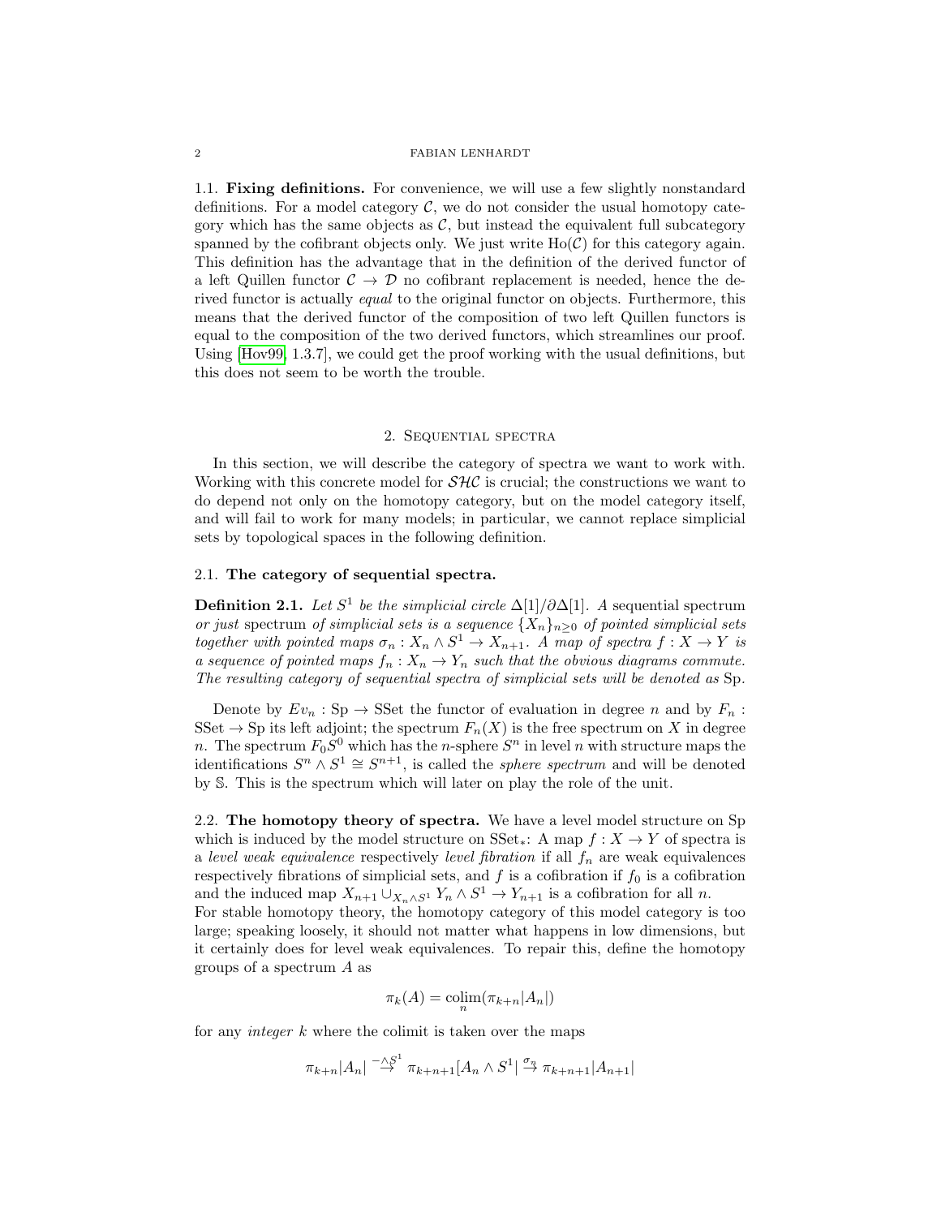### 1.1. Fixing definitions.

For convenience, we will use a few slightly nonstandard definitions. For a model category $\mathcal{C}$, we do not consider the usual homotopy category which has the same objects as $\mathcal{C}$, but instead the equivalent full subcategory spanned by the cofibrant objects only. We just write $\mathrm{Ho}(\mathcal{C})$ for this category again. This definition has the advantage that in the definition of the derived functor of a left Quillen functor $\mathcal{C} \to \mathcal{D}$ no cofibrant replacement is needed, hence the derived functor is actually *equal* to the original functor on objects. Furthermore, this means that the derived functor of the composition of two left Quillen functors is equal to the composition of the two derived functors, which streamlines our proof. Using [Hov99, 1.3.7], we could get the proof working with the usual definitions, but this does not seem to be worth the trouble.

## 2. Sequential spectra

In this section, we will describe the category of spectra we want to work with. Working with this concrete model for $\mathcal{SHC}$ is crucial; the constructions we want to do depend not only on the homotopy category, but on the model category itself, and will fail to work for many models; in particular, we cannot replace simplicial sets by topological spaces in the following definition.

### 2.1. The category of sequential spectra.

**Definition 2.1.** *Let $S^1$ be the simplicial circle $\Delta[1]/\partial\Delta[1]$. A* sequential spectrum *or just* spectrum *of simplicial sets is a sequence $\{X_n\}_{n\geq 0}$ of pointed simplicial sets together with pointed maps $\sigma_n : X_n \wedge S^1 \to X_{n+1}$. A map of spectra $f : X \to Y$ is a sequence of pointed maps $f_n : X_n \to Y_n$ such that the obvious diagrams commute. The resulting category of sequential spectra of simplicial sets will be denoted as* Sp.

Denote by $Ev_n : \mathrm{Sp} \to \mathrm{SSet}$ the functor of evaluation in degree $n$ and by $F_n : \mathrm{SSet} \to \mathrm{Sp}$ its left adjoint; the spectrum $F_n(X)$ is the free spectrum on $X$ in degree $n$. The spectrum $F_0S^0$ which has the $n$-sphere $S^n$ in level $n$ with structure maps the identifications $S^n \wedge S^1 \cong S^{n+1}$, is called the *sphere spectrum* and will be denoted by $\mathbb{S}$. This is the spectrum which will later on play the role of the unit.

### 2.2. The homotopy theory of spectra.

We have a level model structure on Sp which is induced by the model structure on $\mathrm{SSet}_*$: A map $f : X \to Y$ of spectra is a *level weak equivalence* respectively *level fibration* if all $f_n$ are weak equivalences respectively fibrations of simplicial sets, and $f$ is a cofibration if $f_0$ is a cofibration and the induced map $X_{n+1} \cup_{X_n \wedge S^1} Y_n \wedge S^1 \to Y_{n+1}$ is a cofibration for all $n$.
For stable homotopy theory, the homotopy category of this model category is too large; speaking loosely, it should not matter what happens in low dimensions, but it certainly does for level weak equivalences. To repair this, define the homotopy groups of a spectrum $A$ as

$$\pi_k(A) = \operatorname*{colim}_n(\pi_{k+n}|A_n|)$$

for any *integer* $k$ where the colimit is taken over the maps

$$\pi_{k+n}|A_n| \overset{-\wedge S^1}{\to} \pi_{k+n+1}|A_n \wedge S^1| \overset{\sigma_n}{\to} \pi_{k+n+1}|A_{n+1}|$$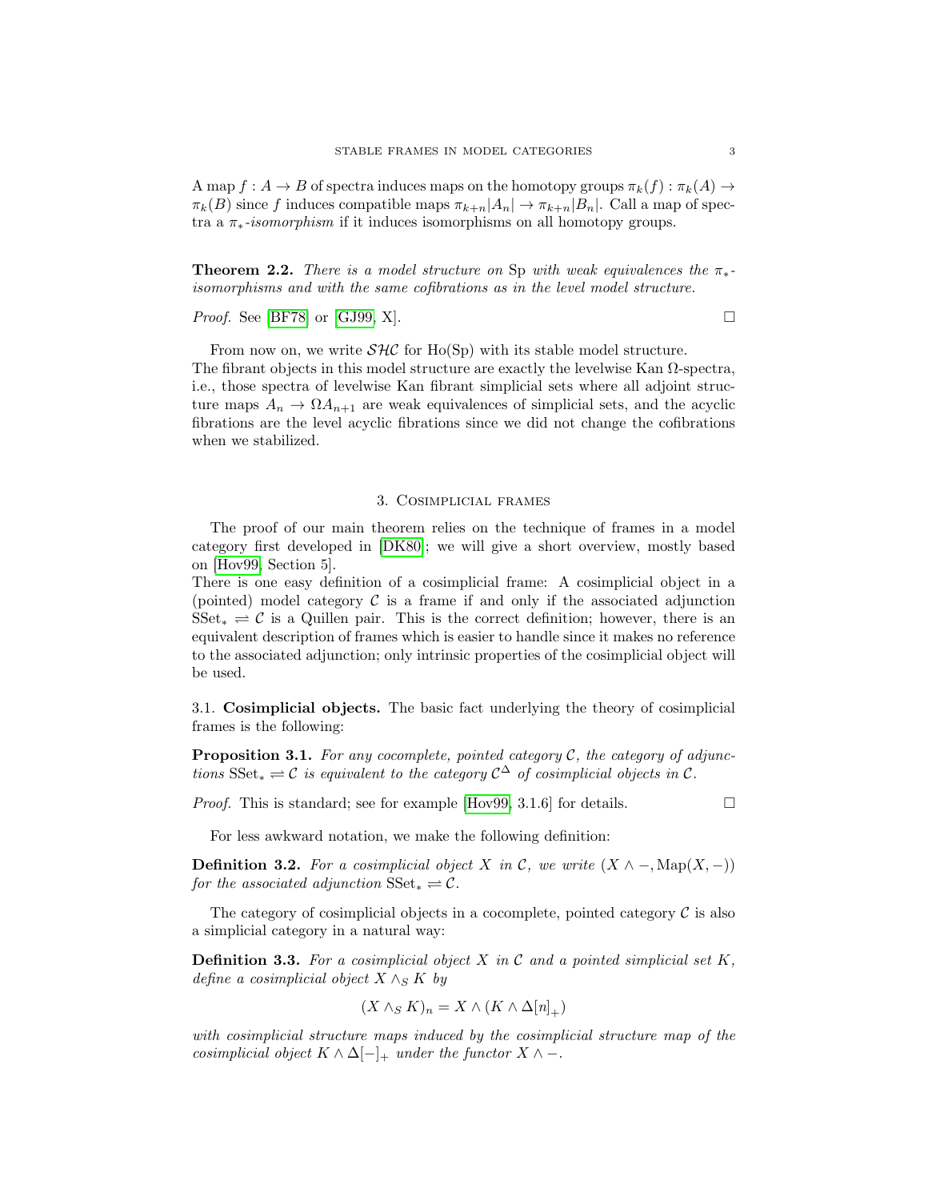A map $f : A \to B$ of spectra induces maps on the homotopy groups $\pi_k(f) : \pi_k(A) \to \pi_k(B)$ since $f$ induces compatible maps $\pi_{k+n}|A_n| \to \pi_{k+n}|B_n|$. Call a map of spectra a *$\pi_*$-isomorphism* if it induces isomorphisms on all homotopy groups.

**Theorem 2.2.** *There is a model structure on* Sp *with weak equivalences the $\pi_*$-isomorphisms and with the same cofibrations as in the level model structure.*

*Proof.* See [BF78] or [GJ99, X]. □

From now on, we write $\mathcal{SHC}$ for Ho(Sp) with its stable model structure. The fibrant objects in this model structure are exactly the levelwise Kan $\Omega$-spectra, i.e., those spectra of levelwise Kan fibrant simplicial sets where all adjoint structure maps $A_n \to \Omega A_{n+1}$ are weak equivalences of simplicial sets, and the acyclic fibrations are the level acyclic fibrations since we did not change the cofibrations when we stabilized.

## 3. Cosimplicial frames

The proof of our main theorem relies on the technique of frames in a model category first developed in [DK80]; we will give a short overview, mostly based on [Hov99, Section 5].

There is one easy definition of a cosimplicial frame: A cosimplicial object in a (pointed) model category $\mathcal{C}$ is a frame if and only if the associated adjunction $\mathrm{SSet}_* \rightleftharpoons \mathcal{C}$ is a Quillen pair. This is the correct definition; however, there is an equivalent description of frames which is easier to handle since it makes no reference to the associated adjunction; only intrinsic properties of the cosimplicial object will be used.

3.1. **Cosimplicial objects.** The basic fact underlying the theory of cosimplicial frames is the following:

**Proposition 3.1.** *For any cocomplete, pointed category $\mathcal{C}$, the category of adjunctions $\mathrm{SSet}_* \rightleftharpoons \mathcal{C}$ is equivalent to the category $\mathcal{C}^\Delta$ of cosimplicial objects in $\mathcal{C}$.*

*Proof.* This is standard; see for example [Hov99, 3.1.6] for details. □

For less awkward notation, we make the following definition:

**Definition 3.2.** *For a cosimplicial object $X$ in $\mathcal{C}$, we write $(X \wedge -, \mathrm{Map}(X, -))$ for the associated adjunction $\mathrm{SSet}_* \rightleftharpoons \mathcal{C}$.*

The category of cosimplicial objects in a cocomplete, pointed category $\mathcal{C}$ is also a simplicial category in a natural way:

**Definition 3.3.** *For a cosimplicial object $X$ in $\mathcal{C}$ and a pointed simplicial set $K$, define a cosimplicial object $X \wedge_S K$ by*

$$(X \wedge_S K)_n = X \wedge (K \wedge \Delta[n]_+)$$

*with cosimplicial structure maps induced by the cosimplicial structure map of the cosimplicial object $K \wedge \Delta[-]_+$ under the functor $X \wedge -$.*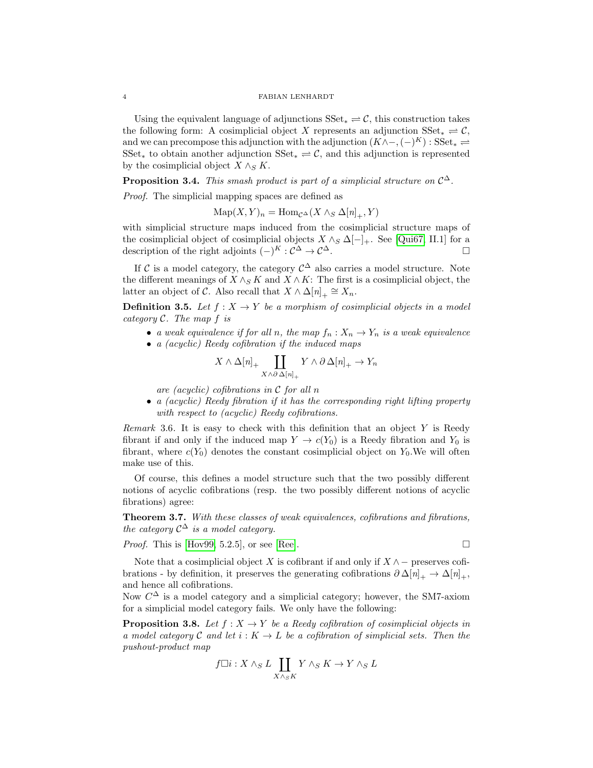Using the equivalent language of adjunctions $\mathrm{SSet}_* \rightleftharpoons \mathcal{C}$, this construction takes the following form: A cosimplicial object $X$ represents an adjunction $\mathrm{SSet}_* \rightleftharpoons \mathcal{C}$, and we can precompose this adjunction with the adjunction $(K \wedge -, (-)^K) : \mathrm{SSet}_* \rightleftharpoons \mathrm{SSet}_*$ to obtain another adjunction $\mathrm{SSet}_* \rightleftharpoons \mathcal{C}$, and this adjunction is represented by the cosimplicial object $X \wedge_S K$.

**Proposition 3.4.** *This smash product is part of a simplicial structure on $\mathcal{C}^\Delta$.*

*Proof.* The simplicial mapping spaces are defined as

$$\mathrm{Map}(X, Y)_n = \mathrm{Hom}_{\mathcal{C}^\Delta}(X \wedge_S \Delta[n]_+, Y)$$

with simplicial structure maps induced from the cosimplicial structure maps of the cosimplicial object of cosimplicial objects $X \wedge_S \Delta[-]_+$. See [Qui67, II.1] for a description of the right adjoints $(-)^K : \mathcal{C}^\Delta \to \mathcal{C}^\Delta$. □

If $\mathcal{C}$ is a model category, the category $\mathcal{C}^\Delta$ also carries a model structure. Note the different meanings of $X \wedge_S K$ and $X \wedge K$: The first is a cosimplicial object, the latter an object of $\mathcal{C}$. Also recall that $X \wedge \Delta[n]_+ \cong X_n$.

**Definition 3.5.** *Let $f : X \to Y$ be a morphism of cosimplicial objects in a model category $\mathcal{C}$. The map $f$ is*

- *a weak equivalence if for all $n$, the map $f_n : X_n \to Y_n$ is a weak equivalence*
- *a (acyclic) Reedy cofibration if the induced maps*

$$X \wedge \Delta[n]_+ \coprod_{X \wedge \partial \Delta[n]_+} Y \wedge \partial \Delta[n]_+ \to Y_n$$

  *are (acyclic) cofibrations in $\mathcal{C}$ for all $n$*
- *a (acyclic) Reedy fibration if it has the corresponding right lifting property with respect to (acyclic) Reedy cofibrations.*

*Remark* 3.6. It is easy to check with this definition that an object $Y$ is Reedy fibrant if and only if the induced map $Y \to c(Y_0)$ is a Reedy fibration and $Y_0$ is fibrant, where $c(Y_0)$ denotes the constant cosimplicial object on $Y_0$.We will often make use of this.

Of course, this defines a model structure such that the two possibly different notions of acyclic cofibrations (resp. the two possibly different notions of acyclic fibrations) agree:

**Theorem 3.7.** *With these classes of weak equivalences, cofibrations and fibrations, the category $\mathcal{C}^\Delta$ is a model category.*

*Proof.* This is [Hov99, 5.2.5], or see [Ree]. □

Note that a cosimplicial object $X$ is cofibrant if and only if $X \wedge -$ preserves cofibrations - by definition, it preserves the generating cofibrations $\partial \Delta[n]_+ \to \Delta[n]_+$, and hence all cofibrations.
Now $C^\Delta$ is a model category and a simplicial category; however, the SM7-axiom for a simplicial model category fails. We only have the following:

**Proposition 3.8.** *Let $f : X \to Y$ be a Reedy cofibration of cosimplicial objects in a model category $\mathcal{C}$ and let $i : K \to L$ be a cofibration of simplicial sets. Then the pushout-product map*

$$f \Box i : X \wedge_S L \coprod_{X \wedge_S K} Y \wedge_S K \to Y \wedge_S L$$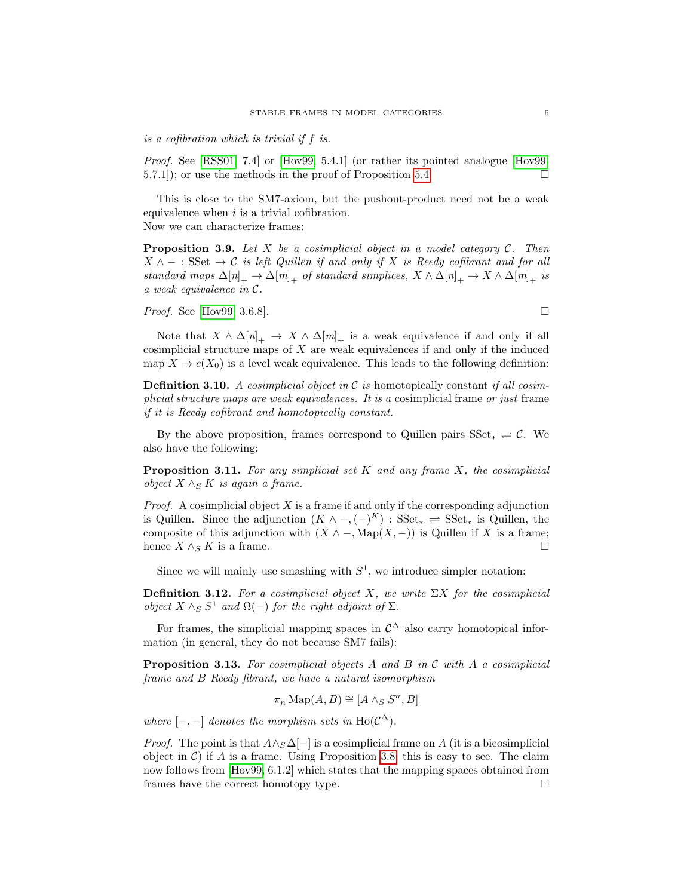*is a cofibration which is trivial if $f$ is.*

*Proof.* See [RSS01, 7.4] or [Hov99, 5.4.1] (or rather its pointed analogue [Hov99, 5.7.1]); or use the methods in the proof of Proposition 5.4. □

This is close to the SM7-axiom, but the pushout-product need not be a weak equivalence when $i$ is a trivial cofibration.
Now we can characterize frames:

**Proposition 3.9.** *Let $X$ be a cosimplicial object in a model category $\mathcal{C}$. Then $X \wedge - : \mathrm{SSet} \to \mathcal{C}$ is left Quillen if and only if $X$ is Reedy cofibrant and for all standard maps $\Delta[n]_+ \to \Delta[m]_+$ of standard simplices, $X \wedge \Delta[n]_+ \to X \wedge \Delta[m]_+$ is a weak equivalence in $\mathcal{C}$.*

*Proof.* See [Hov99, 3.6.8]. □

Note that $X \wedge \Delta[n]_+ \to X \wedge \Delta[m]_+$ is a weak equivalence if and only if all cosimplicial structure maps of $X$ are weak equivalences if and only if the induced map $X \to c(X_0)$ is a level weak equivalence. This leads to the following definition:

**Definition 3.10.** *A cosimplicial object in $\mathcal{C}$ is* homotopically constant *if all cosimplicial structure maps are weak equivalences. It is a* cosimplicial frame *or just* frame *if it is Reedy cofibrant and homotopically constant.*

By the above proposition, frames correspond to Quillen pairs $\mathrm{SSet}_* \rightleftarrows \mathcal{C}$. We also have the following:

**Proposition 3.11.** *For any simplicial set $K$ and any frame $X$, the cosimplicial object $X \wedge_S K$ is again a frame.*

*Proof.* A cosimplicial object $X$ is a frame if and only if the corresponding adjunction is Quillen. Since the adjunction $(K \wedge -, (-)^K) : \mathrm{SSet}_* \rightleftarrows \mathrm{SSet}_*$ is Quillen, the composite of this adjunction with $(X \wedge -, \mathrm{Map}(X, -))$ is Quillen if $X$ is a frame; hence $X \wedge_S K$ is a frame. □

Since we will mainly use smashing with $S^1$, we introduce simpler notation:

**Definition 3.12.** *For a cosimplicial object $X$, we write $\Sigma X$ for the cosimplicial object $X \wedge_S S^1$ and $\Omega(-)$ for the right adjoint of $\Sigma$.*

For frames, the simplicial mapping spaces in $\mathcal{C}^\Delta$ also carry homotopical information (in general, they do not because SM7 fails):

**Proposition 3.13.** *For cosimplicial objects $A$ and $B$ in $\mathcal{C}$ with $A$ a cosimplicial frame and $B$ Reedy fibrant, we have a natural isomorphism*

$$\pi_n \mathrm{Map}(A, B) \cong [A \wedge_S S^n, B]$$

*where $[-,-]$ denotes the morphism sets in $\mathrm{Ho}(\mathcal{C}^\Delta)$.*

*Proof.* The point is that $A \wedge_S \Delta[-]$ is a cosimplicial frame on $A$ (it is a bicosimplicial object in $\mathcal{C}$) if $A$ is a frame. Using Proposition 3.8, this is easy to see. The claim now follows from [Hov99, 6.1.2] which states that the mapping spaces obtained from frames have the correct homotopy type. □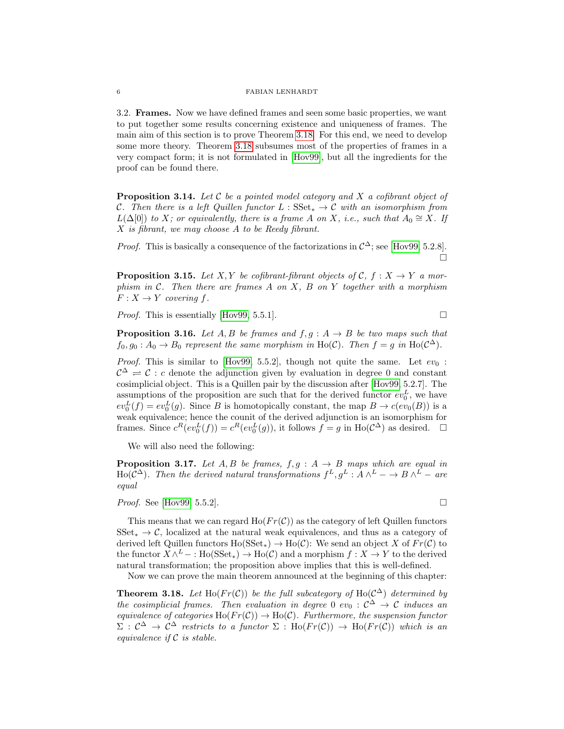3.2. **Frames.** Now we have defined frames and seen some basic properties, we want to put together some results concerning existence and uniqueness of frames. The main aim of this section is to prove Theorem 3.18. For this end, we need to develop some more theory. Theorem 3.18 subsumes most of the properties of frames in a very compact form; it is not formulated in [Hov99], but all the ingredients for the proof can be found there.

**Proposition 3.14.** *Let $\mathcal{C}$ be a pointed model category and $X$ a cofibrant object of $\mathcal{C}$. Then there is a left Quillen functor $L : \mathrm{SSet}_* \to \mathcal{C}$ with an isomorphism from $L(\Delta[0])$ to $X$; or equivalently, there is a frame $A$ on $X$, i.e., such that $A_0 \cong X$. If $X$ is fibrant, we may choose $A$ to be Reedy fibrant.*

*Proof.* This is basically a consequence of the factorizations in $\mathcal{C}^\Delta$; see [Hov99, 5.2.8]. □

**Proposition 3.15.** *Let $X, Y$ be cofibrant-fibrant objects of $\mathcal{C}$, $f : X \to Y$ a morphism in $\mathcal{C}$. Then there are frames $A$ on $X$, $B$ on $Y$ together with a morphism $F : X \to Y$ covering $f$.*

*Proof.* This is essentially [Hov99, 5.5.1]. □

**Proposition 3.16.** *Let $A, B$ be frames and $f, g : A \to B$ be two maps such that $f_0, g_0 : A_0 \to B_0$ represent the same morphism in $\mathrm{Ho}(\mathcal{C})$. Then $f = g$ in $\mathrm{Ho}(\mathcal{C}^\Delta)$.*

*Proof.* This is similar to [Hov99, 5.5.2], though not quite the same. Let $ev_0 : \mathcal{C}^\Delta \rightleftarrows \mathcal{C} : c$ denote the adjunction given by evaluation in degree 0 and constant cosimplicial object. This is a Quillen pair by the discussion after [Hov99, 5.2.7]. The assumptions of the proposition are such that for the derived functor $ev_0^L$, we have $ev_0^L(f) = ev_0^L(g)$. Since $B$ is homotopically constant, the map $B \to c(ev_0(B))$ is a weak equivalence; hence the counit of the derived adjunction is an isomorphism for frames. Since $c^R(ev_0^L(f)) = c^R(ev_0^L(g))$, it follows $f = g$ in $\mathrm{Ho}(\mathcal{C}^\Delta)$ as desired. □

We will also need the following:

**Proposition 3.17.** *Let $A, B$ be frames, $f, g : A \to B$ maps which are equal in $\mathrm{Ho}(\mathcal{C}^\Delta)$. Then the derived natural transformations $f^L, g^L : A \wedge^L - \to B \wedge^L -$ are equal*

*Proof.* See [Hov99, 5.5.2]. □

This means that we can regard $\mathrm{Ho}(Fr(\mathcal{C}))$ as the category of left Quillen functors $\mathrm{SSet}_* \to \mathcal{C}$, localized at the natural weak equivalences, and thus as a category of derived left Quillen functors $\mathrm{Ho}(\mathrm{SSet}_*) \to \mathrm{Ho}(\mathcal{C})$: We send an object $X$ of $Fr(\mathcal{C})$ to the functor $X \wedge^L - : \mathrm{Ho}(\mathrm{SSet}_*) \to \mathrm{Ho}(\mathcal{C})$ and a morphism $f : X \to Y$ to the derived natural transformation; the proposition above implies that this is well-defined.

Now we can prove the main theorem announced at the beginning of this chapter:

**Theorem 3.18.** *Let $\mathrm{Ho}(Fr(\mathcal{C}))$ be the full subcategory of $\mathrm{Ho}(\mathcal{C}^\Delta)$ determined by the cosimplicial frames. Then evaluation in degree 0 $ev_0 : \mathcal{C}^\Delta \to \mathcal{C}$ induces an equivalence of categories $\mathrm{Ho}(Fr(\mathcal{C})) \to \mathrm{Ho}(\mathcal{C})$. Furthermore, the suspension functor $\Sigma : \mathcal{C}^\Delta \to \mathcal{C}^\Delta$ restricts to a functor $\Sigma : \mathrm{Ho}(Fr(\mathcal{C})) \to \mathrm{Ho}(Fr(\mathcal{C}))$ which is an equivalence if $\mathcal{C}$ is stable.*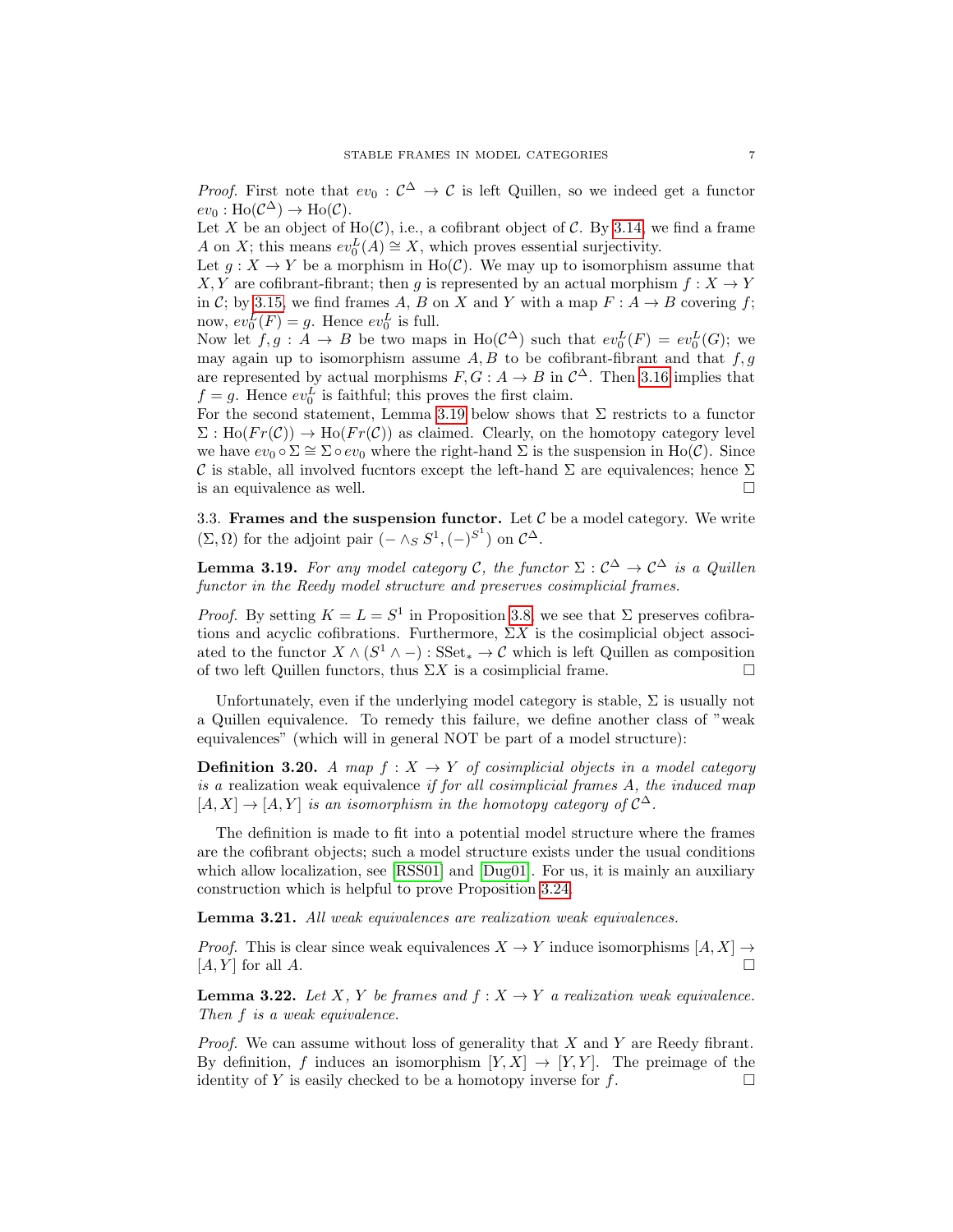*Proof.* First note that $ev_0 : \mathcal{C}^\Delta \to \mathcal{C}$ is left Quillen, so we indeed get a functor $ev_0 : \mathrm{Ho}(\mathcal{C}^\Delta) \to \mathrm{Ho}(\mathcal{C})$.
Let $X$ be an object of $\mathrm{Ho}(\mathcal{C})$, i.e., a cofibrant object of $\mathcal{C}$. By 3.14, we find a frame $A$ on $X$; this means $ev_0^L(A) \cong X$, which proves essential surjectivity.
Let $g : X \to Y$ be a morphism in $\mathrm{Ho}(\mathcal{C})$. We may up to isomorphism assume that $X, Y$ are cofibrant-fibrant; then $g$ is represented by an actual morphism $f : X \to Y$ in $\mathcal{C}$; by 3.15, we find frames $A$, $B$ on $X$ and $Y$ with a map $F : A \to B$ covering $f$; now, $ev_0^L(F) = g$. Hence $ev_0^L$ is full.
Now let $f, g : A \to B$ be two maps in $\mathrm{Ho}(\mathcal{C}^\Delta)$ such that $ev_0^L(F) = ev_0^L(G)$; we may again up to isomorphism assume $A, B$ to be cofibrant-fibrant and that $f, g$ are represented by actual morphisms $F, G : A \to B$ in $\mathcal{C}^\Delta$. Then 3.16 implies that $f = g$. Hence $ev_0^L$ is faithful; this proves the first claim.
For the second statement, Lemma 3.19 below shows that $\Sigma$ restricts to a functor $\Sigma : \mathrm{Ho}(Fr(\mathcal{C})) \to \mathrm{Ho}(Fr(\mathcal{C}))$ as claimed. Clearly, on the homotopy category level we have $ev_0 \circ \Sigma \cong \Sigma \circ ev_0$ where the right-hand $\Sigma$ is the suspension in $\mathrm{Ho}(\mathcal{C})$. Since $\mathcal{C}$ is stable, all involved fucntors except the left-hand $\Sigma$ are equivalences; hence $\Sigma$ is an equivalence as well. □

3.3. **Frames and the suspension functor.** Let $\mathcal{C}$ be a model category. We write $(\Sigma, \Omega)$ for the adjoint pair $(- \wedge_S S^1, (-)^{S^1})$ on $\mathcal{C}^\Delta$.

**Lemma 3.19.** *For any model category $\mathcal{C}$, the functor $\Sigma : \mathcal{C}^\Delta \to \mathcal{C}^\Delta$ is a Quillen functor in the Reedy model structure and preserves cosimplicial frames.*

*Proof.* By setting $K = L = S^1$ in Proposition 3.8, we see that $\Sigma$ preserves cofibrations and acyclic cofibrations. Furthermore, $\Sigma X$ is the cosimplicial object associated to the functor $X \wedge (S^1 \wedge -) : \mathrm{SSet}_* \to \mathcal{C}$ which is left Quillen as composition of two left Quillen functors, thus $\Sigma X$ is a cosimplicial frame. □

Unfortunately, even if the underlying model category is stable, $\Sigma$ is usually not a Quillen equivalence. To remedy this failure, we define another class of "weak equivalences" (which will in general NOT be part of a model structure):

**Definition 3.20.** *A map $f : X \to Y$ of cosimplicial objects in a model category is a* realization weak equivalence *if for all cosimplicial frames $A$, the induced map $[A, X] \to [A, Y]$ is an isomorphism in the homotopy category of $\mathcal{C}^\Delta$.*

The definition is made to fit into a potential model structure where the frames are the cofibrant objects; such a model structure exists under the usual conditions which allow localization, see [RSS01] and [Dug01]. For us, it is mainly an auxiliary construction which is helpful to prove Proposition 3.24.

**Lemma 3.21.** *All weak equivalences are realization weak equivalences.*

*Proof.* This is clear since weak equivalences $X \to Y$ induce isomorphisms $[A, X] \to [A, Y]$ for all $A$. □

**Lemma 3.22.** *Let $X$, $Y$ be frames and $f : X \to Y$ a realization weak equivalence. Then $f$ is a weak equivalence.*

*Proof.* We can assume without loss of generality that $X$ and $Y$ are Reedy fibrant. By definition, $f$ induces an isomorphism $[Y, X] \to [Y, Y]$. The preimage of the identity of $Y$ is easily checked to be a homotopy inverse for $f$. □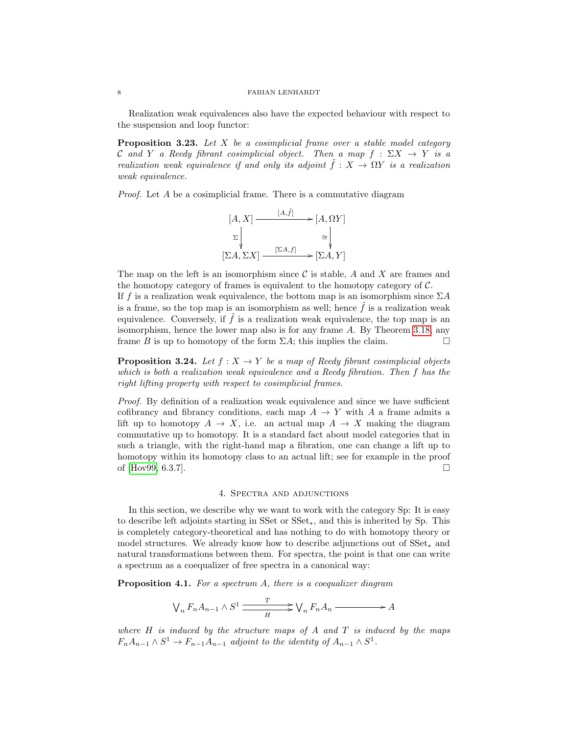Realization weak equivalences also have the expected behaviour with respect to the suspension and loop functor:

**Proposition 3.23.** *Let $X$ be a cosimplicial frame over a stable model category $\mathcal{C}$ and $Y$ a Reedy fibrant cosimplicial object. Then a map $f : \Sigma X \to Y$ is a realization weak equivalence if and only its adjoint $\tilde{f} : X \to \Omega Y$ is a realization weak equivalence.*

*Proof.* Let $A$ be a cosimplicial frame. There is a commutative diagram

$$\begin{array}{ccc} [A, X] & \xrightarrow{[A,\tilde{f}]} & [A, \Omega Y] \\ \Sigma \downarrow & & \downarrow \cong \\ [\Sigma A, \Sigma X] & \xrightarrow{[\Sigma A, f]} & [\Sigma A, Y] \end{array}$$

The map on the left is an isomorphism since $\mathcal{C}$ is stable, $A$ and $X$ are frames and the homotopy category of frames is equivalent to the homotopy category of $\mathcal{C}$.
If $f$ is a realization weak equivalence, the bottom map is an isomorphism since $\Sigma A$ is a frame, so the top map is an isomorphism as well; hence $\tilde{f}$ is a realization weak equivalence. Conversely, if $\tilde{f}$ is a realization weak equivalence, the top map is an isomorphism, hence the lower map also is for any frame $A$. By Theorem 3.18, any frame $B$ is up to homotopy of the form $\Sigma A$; this implies the claim. □

**Proposition 3.24.** *Let $f : X \to Y$ be a map of Reedy fibrant cosimplicial objects which is both a realization weak equivalence and a Reedy fibration. Then $f$ has the right lifting property with respect to cosimplicial frames.*

*Proof.* By definition of a realization weak equivalence and since we have sufficient cofibrancy and fibrancy conditions, each map $A \to Y$ with $A$ a frame admits a lift up to homotopy $A \to X$, i.e. an actual map $A \to X$ making the diagram commutative up to homotopy. It is a standard fact about model categories that in such a triangle, with the right-hand map a fibration, one can change a lift up to homotopy within its homotopy class to an actual lift; see for example in the proof of [Hov99, 6.3.7]. □

## 4. Spectra and adjunctions

In this section, we describe why we want to work with the category Sp: It is easy to describe left adjoints starting in SSet or $\mathrm{SSet}_*$, and this is inherited by Sp. This is completely category-theoretical and has nothing to do with homotopy theory or model structures. We already know how to describe adjunctions out of $\mathrm{SSet}_*$ and natural transformations between them. For spectra, the point is that one can write a spectrum as a coequalizer of free spectra in a canonical way:

**Proposition 4.1.** *For a spectrum $A$, there is a coequalizer diagram*

$$\bigvee_n F_n A_{n-1} \wedge S^1 \underset{H}{\overset{T}{\rightrightarrows}} \bigvee_n F_n A_n \longrightarrow A$$

*where $H$ is induced by the structure maps of $A$ and $T$ is induced by the maps $F_n A_{n-1} \wedge S^1 \to F_{n-1} A_{n-1}$ adjoint to the identity of $A_{n-1} \wedge S^1$.*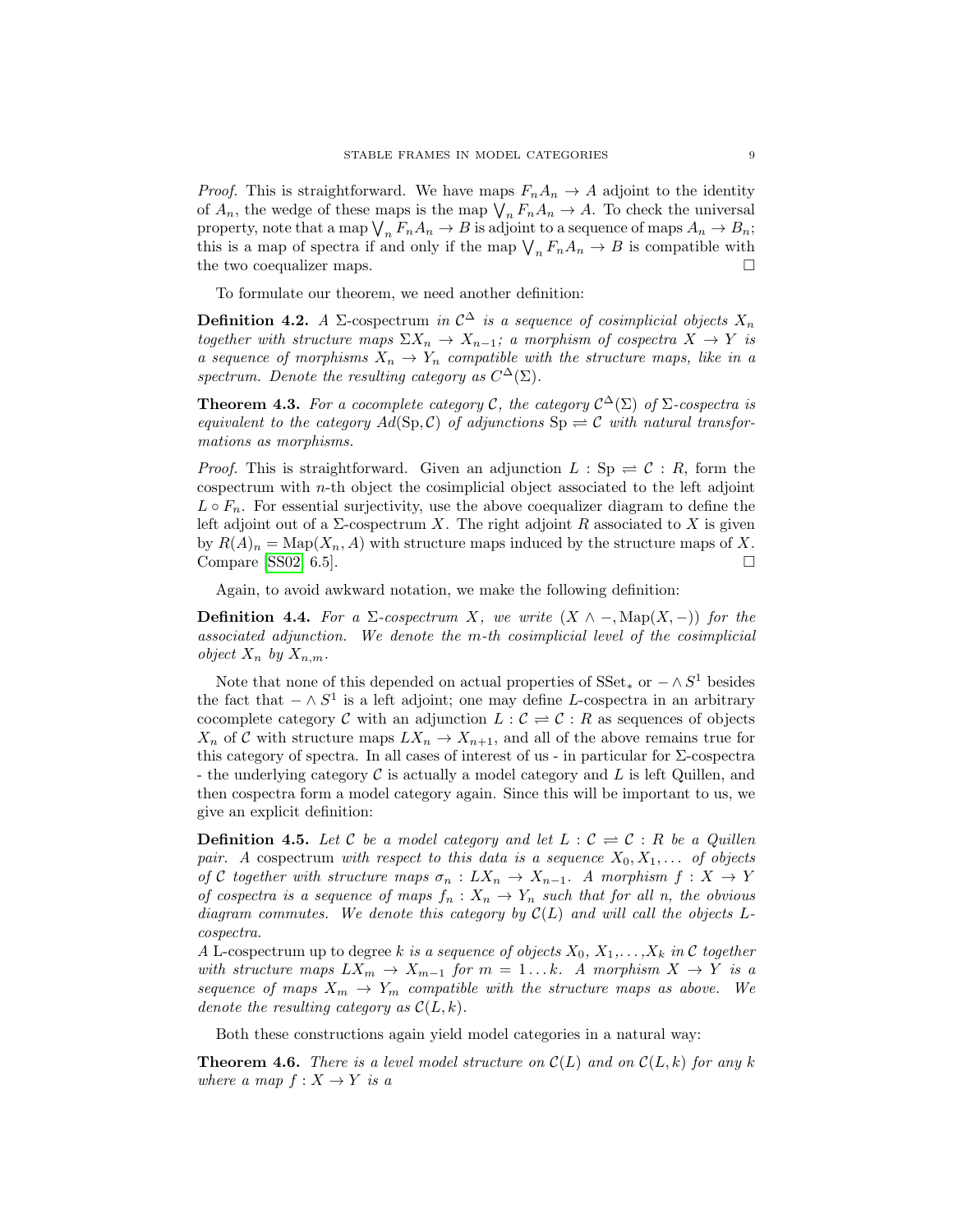*Proof.* This is straightforward. We have maps $F_n A_n \to A$ adjoint to the identity of $A_n$, the wedge of these maps is the map $\bigvee_n F_n A_n \to A$. To check the universal property, note that a map $\bigvee_n F_n A_n \to B$ is adjoint to a sequence of maps $A_n \to B_n$; this is a map of spectra if and only if the map $\bigvee_n F_n A_n \to B$ is compatible with the two coequalizer maps. □

To formulate our theorem, we need another definition:

**Definition 4.2.** *A* $\Sigma$-cospectrum *in* $\mathcal{C}^\Delta$ *is a sequence of cosimplicial objects* $X_n$ *together with structure maps* $\Sigma X_n \to X_{n-1}$*; a morphism of cospectra* $X \to Y$ *is a sequence of morphisms* $X_n \to Y_n$ *compatible with the structure maps, like in a spectrum. Denote the resulting category as* $C^\Delta(\Sigma)$.

**Theorem 4.3.** *For a cocomplete category* $\mathcal{C}$*, the category* $\mathcal{C}^\Delta(\Sigma)$ *of* $\Sigma$*-cospectra is equivalent to the category* $Ad(\mathrm{Sp}, \mathcal{C})$ *of adjunctions* $\mathrm{Sp} \rightleftharpoons \mathcal{C}$ *with natural transformations as morphisms.*

*Proof.* This is straightforward. Given an adjunction $L : \mathrm{Sp} \rightleftharpoons \mathcal{C} : R$, form the cospectrum with $n$-th object the cosimplicial object associated to the left adjoint $L \circ F_n$. For essential surjectivity, use the above coequalizer diagram to define the left adjoint out of a $\Sigma$-cospectrum $X$. The right adjoint $R$ associated to $X$ is given by $R(A)_n = \mathrm{Map}(X_n, A)$ with structure maps induced by the structure maps of $X$. Compare [SS02, 6.5]. □

Again, to avoid awkward notation, we make the following definition:

**Definition 4.4.** *For a* $\Sigma$*-cospectrum* $X$*, we write* $(X \wedge -, \mathrm{Map}(X, -))$ *for the associated adjunction. We denote the* $m$*-th cosimplicial level of the cosimplicial object* $X_n$ *by* $X_{n,m}$.

Note that none of this depended on actual properties of $\mathrm{SSet}_*$ or $- \wedge S^1$ besides the fact that $- \wedge S^1$ is a left adjoint; one may define $L$-cospectra in an arbitrary cocomplete category $\mathcal{C}$ with an adjunction $L : \mathcal{C} \rightleftharpoons \mathcal{C} : R$ as sequences of objects $X_n$ of $\mathcal{C}$ with structure maps $LX_n \to X_{n+1}$, and all of the above remains true for this category of spectra. In all cases of interest of us - in particular for $\Sigma$-cospectra - the underlying category $\mathcal{C}$ is actually a model category and $L$ is left Quillen, and then cospectra form a model category again. Since this will be important to us, we give an explicit definition:

**Definition 4.5.** *Let* $\mathcal{C}$ *be a model category and let* $L : \mathcal{C} \rightleftharpoons \mathcal{C} : R$ *be a Quillen pair. A* cospectrum *with respect to this data is a sequence* $X_0, X_1, \ldots$ *of objects of* $\mathcal{C}$ *together with structure maps* $\sigma_n : LX_n \to X_{n-1}$*. A morphism* $f : X \to Y$ *of cospectra is a sequence of maps* $f_n : X_n \to Y_n$ *such that for all n, the obvious diagram commutes. We denote this category by* $\mathcal{C}(L)$ *and will call the objects L-cospectra.*
*A* L-cospectrum up to degree $k$ *is a sequence of objects* $X_0, X_1, \ldots, X_k$ *in* $\mathcal{C}$ *together with structure maps* $LX_m \to X_{m-1}$ *for* $m = 1 \ldots k$*. A morphism* $X \to Y$ *is a sequence of maps* $X_m \to Y_m$ *compatible with the structure maps as above. We denote the resulting category as* $\mathcal{C}(L, k)$.

Both these constructions again yield model categories in a natural way:

**Theorem 4.6.** *There is a level model structure on* $\mathcal{C}(L)$ *and on* $\mathcal{C}(L, k)$ *for any* $k$ *where a map* $f : X \to Y$ *is a*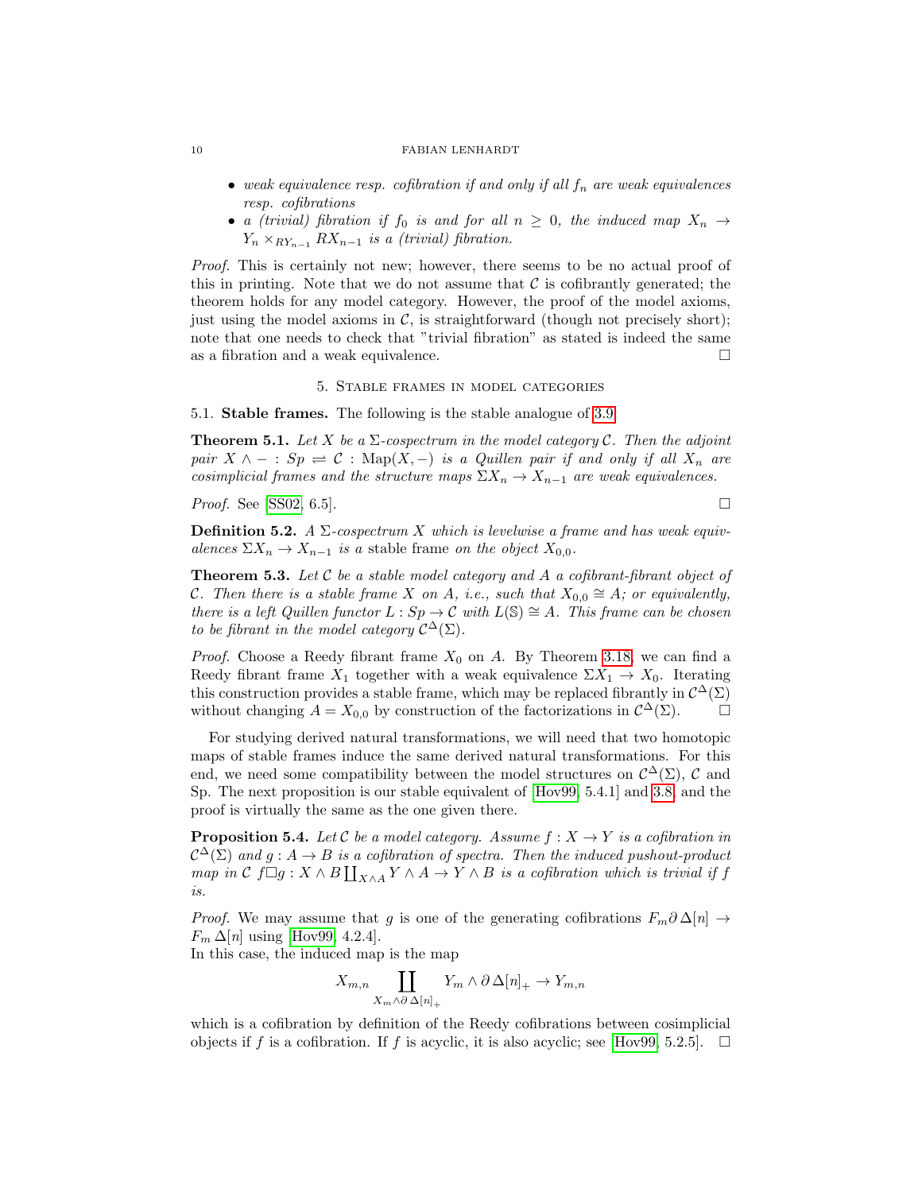- *weak equivalence resp. cofibration if and only if all $f_n$ are weak equivalences resp. cofibrations*
- *a (trivial) fibration if $f_0$ is and for all $n \geq 0$, the induced map $X_n \to Y_n \times_{RY_{n-1}} RX_{n-1}$ is a (trivial) fibration.*

*Proof.* This is certainly not new; however, there seems to be no actual proof of this in printing. Note that we do not assume that $\mathcal{C}$ is cofibrantly generated; the theorem holds for any model category. However, the proof of the model axioms, just using the model axioms in $\mathcal{C}$, is straightforward (though not precisely short); note that one needs to check that "trivial fibration" as stated is indeed the same as a fibration and a weak equivalence. □

## 5. Stable frames in model categories

**5.1. Stable frames.** The following is the stable analogue of 3.9.

**Theorem 5.1.** *Let $X$ be a $\Sigma$-cospectrum in the model category $\mathcal{C}$. Then the adjoint pair $X \wedge - : Sp \rightleftarrows \mathcal{C} : \mathrm{Map}(X, -)$ is a Quillen pair if and only if all $X_n$ are cosimplicial frames and the structure maps $\Sigma X_n \to X_{n-1}$ are weak equivalences.*

*Proof.* See [SS02, 6.5]. □

**Definition 5.2.** *A $\Sigma$-cospectrum $X$ which is levelwise a frame and has weak equivalences $\Sigma X_n \to X_{n-1}$ is a* stable frame *on the object $X_{0,0}$.*

**Theorem 5.3.** *Let $\mathcal{C}$ be a stable model category and $A$ a cofibrant-fibrant object of $\mathcal{C}$. Then there is a stable frame $X$ on $A$, i.e., such that $X_{0,0} \cong A$; or equivalently, there is a left Quillen functor $L : Sp \to \mathcal{C}$ with $L(\mathbb{S}) \cong A$. This frame can be chosen to be fibrant in the model category $\mathcal{C}^{\Delta}(\Sigma)$.*

*Proof.* Choose a Reedy fibrant frame $X_0$ on $A$. By Theorem 3.18, we can find a Reedy fibrant frame $X_1$ together with a weak equivalence $\Sigma X_1 \to X_0$. Iterating this construction provides a stable frame, which may be replaced fibrantly in $\mathcal{C}^{\Delta}(\Sigma)$ without changing $A = X_{0,0}$ by construction of the factorizations in $\mathcal{C}^{\Delta}(\Sigma)$. □

For studying derived natural transformations, we will need that two homotopic maps of stable frames induce the same derived natural transformations. For this end, we need some compatibility between the model structures on $\mathcal{C}^{\Delta}(\Sigma)$, $\mathcal{C}$ and Sp. The next proposition is our stable equivalent of [Hov99, 5.4.1] and 3.8, and the proof is virtually the same as the one given there.

**Proposition 5.4.** *Let $\mathcal{C}$ be a model category. Assume $f : X \to Y$ is a cofibration in $\mathcal{C}^{\Delta}(\Sigma)$ and $g : A \to B$ is a cofibration of spectra. Then the induced pushout-product map in $\mathcal{C}$ $f \Box g : X \wedge B \coprod_{X \wedge A} Y \wedge A \to Y \wedge B$ is a cofibration which is trivial if $f$ is.*

*Proof.* We may assume that $g$ is one of the generating cofibrations $F_m \partial\,\Delta[n] \to F_m\,\Delta[n]$ using [Hov99, 4.2.4].
In this case, the induced map is the map

$$X_{m,n} \coprod_{X_m \wedge \partial\,\Delta[n]_+} Y_m \wedge \partial\,\Delta[n]_+ \to Y_{m,n}$$

which is a cofibration by definition of the Reedy cofibrations between cosimplicial objects if $f$ is a cofibration. If $f$ is acyclic, it is also acyclic; see [Hov99, 5.2.5]. □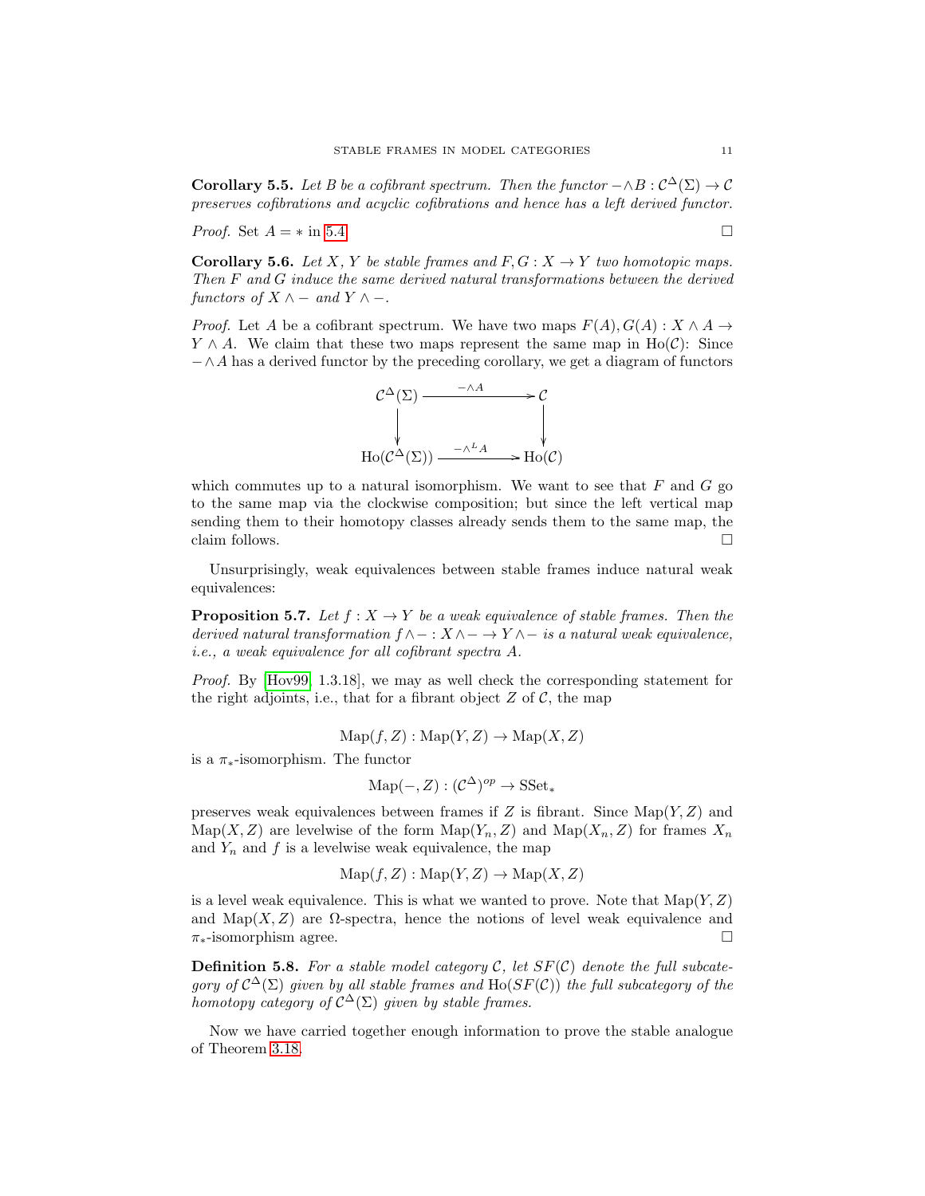**Corollary 5.5.** *Let $B$ be a cofibrant spectrum. Then the functor $-\wedge B : \mathcal{C}^\Delta(\Sigma) \to \mathcal{C}$ preserves cofibrations and acyclic cofibrations and hence has a left derived functor.*

*Proof.* Set $A = *$ in 5.4. □

**Corollary 5.6.** *Let $X$, $Y$ be stable frames and $F, G : X \to Y$ two homotopic maps. Then $F$ and $G$ induce the same derived natural transformations between the derived functors of $X \wedge -$ and $Y \wedge -$.*

*Proof.* Let $A$ be a cofibrant spectrum. We have two maps $F(A), G(A) : X \wedge A \to Y \wedge A$. We claim that these two maps represent the same map in $\mathrm{Ho}(\mathcal{C})$: Since $-\wedge A$ has a derived functor by the preceding corollary, we get a diagram of functors

$$\begin{array}{ccc}
\mathcal{C}^\Delta(\Sigma) & \xrightarrow{-\wedge A} & \mathcal{C} \\
\downarrow & & \downarrow \\
\mathrm{Ho}(\mathcal{C}^\Delta(\Sigma)) & \xrightarrow{-\wedge^L A} & \mathrm{Ho}(\mathcal{C})
\end{array}$$

which commutes up to a natural isomorphism. We want to see that $F$ and $G$ go to the same map via the clockwise composition; but since the left vertical map sending them to their homotopy classes already sends them to the same map, the claim follows. □

Unsurprisingly, weak equivalences between stable frames induce natural weak equivalences:

**Proposition 5.7.** *Let $f : X \to Y$ be a weak equivalence of stable frames. Then the derived natural transformation $f \wedge - : X \wedge - \to Y \wedge -$ is a natural weak equivalence, i.e., a weak equivalence for all cofibrant spectra $A$.*

*Proof.* By [Hov99, 1.3.18], we may as well check the corresponding statement for the right adjoints, i.e., that for a fibrant object $Z$ of $\mathcal{C}$, the map

$$\mathrm{Map}(f, Z) : \mathrm{Map}(Y, Z) \to \mathrm{Map}(X, Z)$$

is a $\pi_*$-isomorphism. The functor

$$\mathrm{Map}(-, Z) : (\mathcal{C}^\Delta)^{op} \to \mathrm{SSet}_*$$

preserves weak equivalences between frames if $Z$ is fibrant. Since $\mathrm{Map}(Y, Z)$ and $\mathrm{Map}(X, Z)$ are levelwise of the form $\mathrm{Map}(Y_n, Z)$ and $\mathrm{Map}(X_n, Z)$ for frames $X_n$ and $Y_n$ and $f$ is a levelwise weak equivalence, the map

$$\mathrm{Map}(f, Z) : \mathrm{Map}(Y, Z) \to \mathrm{Map}(X, Z)$$

is a level weak equivalence. This is what we wanted to prove. Note that $\mathrm{Map}(Y, Z)$ and $\mathrm{Map}(X, Z)$ are $\Omega$-spectra, hence the notions of level weak equivalence and $\pi_*$-isomorphism agree. □

**Definition 5.8.** *For a stable model category $\mathcal{C}$, let $SF(\mathcal{C})$ denote the full subcategory of $\mathcal{C}^\Delta(\Sigma)$ given by all stable frames and $\mathrm{Ho}(SF(\mathcal{C}))$ the full subcategory of the homotopy category of $\mathcal{C}^\Delta(\Sigma)$ given by stable frames.*

Now we have carried together enough information to prove the stable analogue of Theorem 3.18.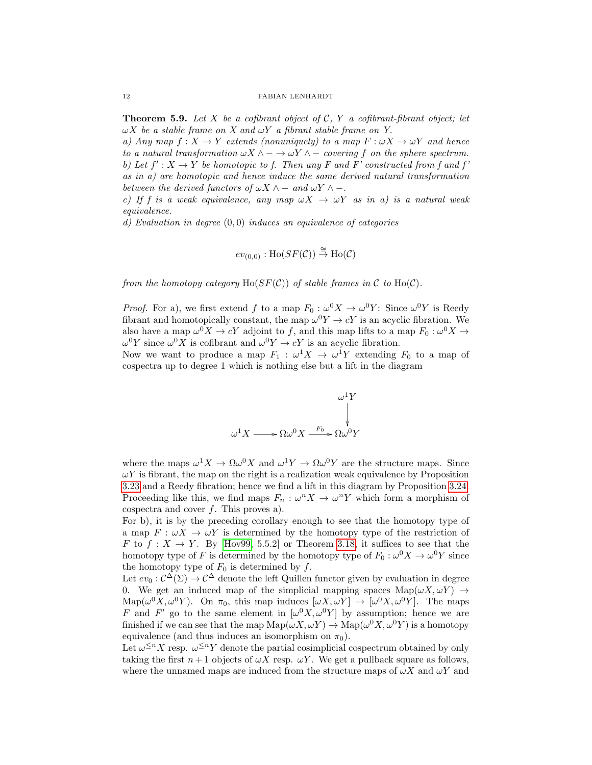**Theorem 5.9.** *Let $X$ be a cofibrant object of $\mathcal{C}$, $Y$ a cofibrant-fibrant object; let $\omega X$ be a stable frame on $X$ and $\omega Y$ a fibrant stable frame on $Y$.*
*a) Any map $f : X \to Y$ extends (nonuniquely) to a map $F : \omega X \to \omega Y$ and hence to a natural transformation $\omega X \wedge - \to \omega Y \wedge -$ covering $f$ on the sphere spectrum.*
*b) Let $f' : X \to Y$ be homotopic to $f$. Then any $F$ and $F'$ constructed from $f$ and $f'$ as in a) are homotopic and hence induce the same derived natural transformation between the derived functors of $\omega X \wedge -$ and $\omega Y \wedge -$.*
*c) If $f$ is a weak equivalence, any map $\omega X \to \omega Y$ as in a) is a natural weak equivalence.*
*d) Evaluation in degree $(0, 0)$ induces an equivalence of categories*

$$ev_{(0,0)} : \mathrm{Ho}(SF(\mathcal{C})) \overset{\cong}{\to} \mathrm{Ho}(\mathcal{C})$$

*from the homotopy category $\mathrm{Ho}(SF(\mathcal{C}))$ of stable frames in $\mathcal{C}$ to $\mathrm{Ho}(\mathcal{C})$.*

*Proof.* For a), we first extend $f$ to a map $F_0 : \omega^0 X \to \omega^0 Y$: Since $\omega^0 Y$ is Reedy fibrant and homotopically constant, the map $\omega^0 Y \to cY$ is an acyclic fibration. We also have a map $\omega^0 X \to cY$ adjoint to $f$, and this map lifts to a map $F_0 : \omega^0 X \to \omega^0 Y$ since $\omega^0 X$ is cofibrant and $\omega^0 Y \to cY$ is an acyclic fibration.
Now we want to produce a map $F_1 : \omega^1 X \to \omega^1 Y$ extending $F_0$ to a map of cospectra up to degree 1 which is nothing else but a lift in the diagram

$$\begin{array}{ccccc} & & & & \omega^1 Y \\ & & & & \downarrow \\ \omega^1 X & \longrightarrow & \Omega\omega^0 X & \xrightarrow{F_0} & \Omega\omega^0 Y \end{array}$$

where the maps $\omega^1 X \to \Omega\omega^0 X$ and $\omega^1 Y \to \Omega\omega^0 Y$ are the structure maps. Since $\omega Y$ is fibrant, the map on the right is a realization weak equivalence by Proposition 3.23 and a Reedy fibration; hence we find a lift in this diagram by Proposition 3.24. Proceeding like this, we find maps $F_n : \omega^n X \to \omega^n Y$ which form a morphism of cospectra and cover $f$. This proves a).
For b), it is by the preceding corollary enough to see that the homotopy type of a map $F : \omega X \to \omega Y$ is determined by the homotopy type of the restriction of $F$ to $f : X \to Y$. By [Hov99, 5.5.2] or Theorem 3.18, it suffices to see that the homotopy type of $F$ is determined by the homotopy type of $F_0 : \omega^0 X \to \omega^0 Y$ since the homotopy type of $F_0$ is determined by $f$.
Let $ev_0 : \mathcal{C}^{\Delta}(\Sigma) \to \mathcal{C}^{\Delta}$ denote the left Quillen functor given by evaluation in degree 0. We get an induced map of the simplicial mapping spaces $\mathrm{Map}(\omega X, \omega Y) \to \mathrm{Map}(\omega^0 X, \omega^0 Y)$. On $\pi_0$, this map induces $[\omega X, \omega Y] \to [\omega^0 X, \omega^0 Y]$. The maps $F$ and $F'$ go to the same element in $[\omega^0 X, \omega^0 Y]$ by assumption; hence we are finished if we can see that the map $\mathrm{Map}(\omega X, \omega Y) \to \mathrm{Map}(\omega^0 X, \omega^0 Y)$ is a homotopy equivalence (and thus induces an isomorphism on $\pi_0$).
Let $\omega^{\leq n} X$ resp. $\omega^{\leq n} Y$ denote the partial cosimplicial cospectrum obtained by only taking the first $n+1$ objects of $\omega X$ resp. $\omega Y$. We get a pullback square as follows, where the unnamed maps are induced from the structure maps of $\omega X$ and $\omega Y$ and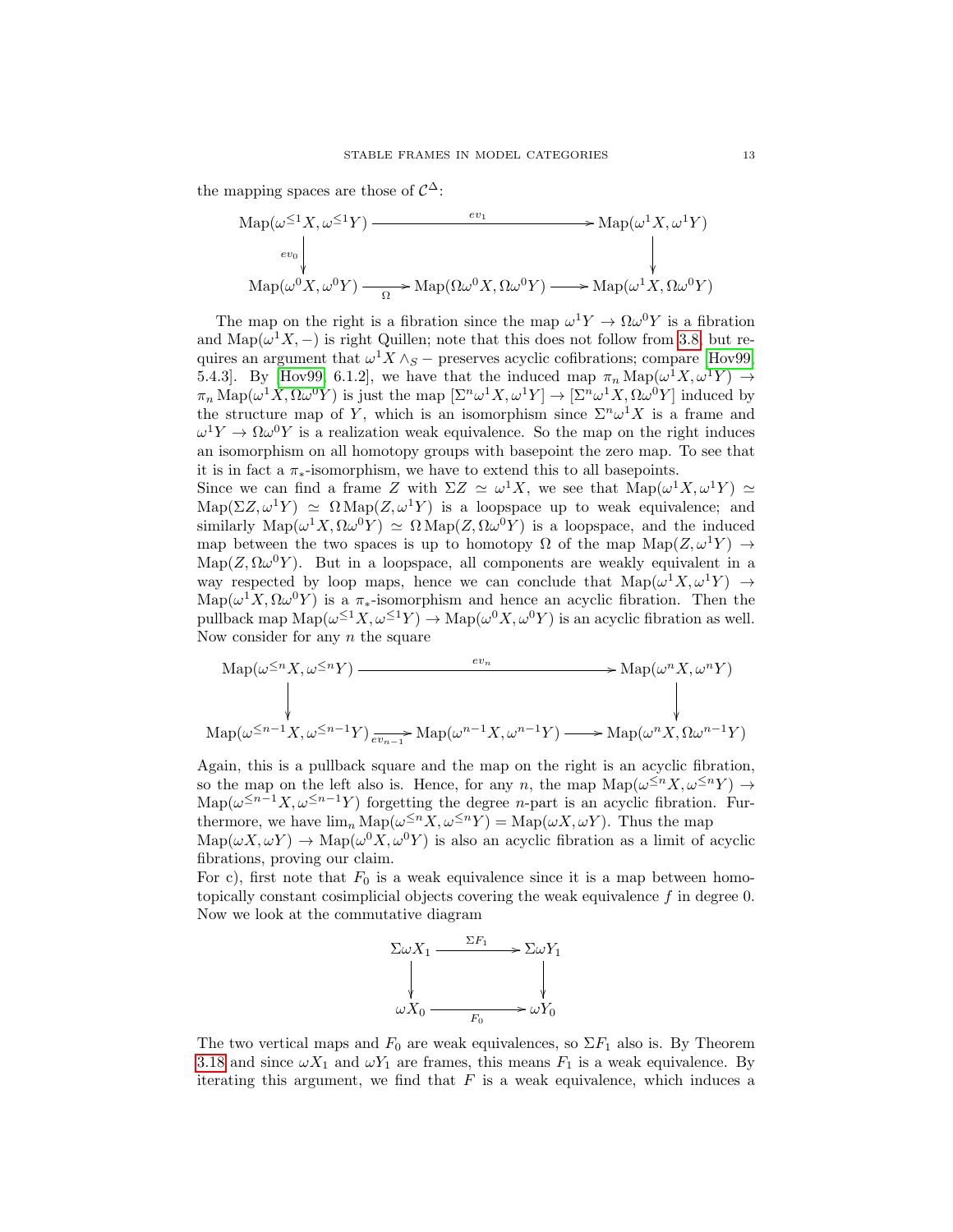the mapping spaces are those of $\mathcal{C}^{\Delta}$:

$$\begin{array}{ccccc}
\mathrm{Map}(\omega^{\leq 1}X, \omega^{\leq 1}Y) & & \xrightarrow{\quad ev_1 \quad} & & \mathrm{Map}(\omega^1 X, \omega^1 Y) \\
\downarrow{\scriptstyle ev_0} & & & & \downarrow \\
\mathrm{Map}(\omega^0 X, \omega^0 Y) & \xrightarrow[\Omega]{} & \mathrm{Map}(\Omega\omega^0 X, \Omega\omega^0 Y) & \longrightarrow & \mathrm{Map}(\omega^1 X, \Omega\omega^0 Y)
\end{array}$$

The map on the right is a fibration since the map $\omega^1 Y \to \Omega\omega^0 Y$ is a fibration and $\mathrm{Map}(\omega^1 X, -)$ is right Quillen; note that this does not follow from 3.8, but requires an argument that $\omega^1 X \wedge_S -$ preserves acyclic cofibrations; compare [Hov99, 5.4.3]. By [Hov99, 6.1.2], we have that the induced map $\pi_n \mathrm{Map}(\omega^1 X, \omega^1 Y) \to \pi_n \mathrm{Map}(\omega^1 X, \Omega\omega^0 Y)$ is just the map $[\Sigma^n \omega^1 X, \omega^1 Y] \to [\Sigma^n \omega^1 X, \Omega\omega^0 Y]$ induced by the structure map of $Y$, which is an isomorphism since $\Sigma^n \omega^1 X$ is a frame and $\omega^1 Y \to \Omega\omega^0 Y$ is a realization weak equivalence. So the map on the right induces an isomorphism on all homotopy groups with basepoint the zero map. To see that it is in fact a $\pi_*$-isomorphism, we have to extend this to all basepoints.
Since we can find a frame $Z$ with $\Sigma Z \simeq \omega^1 X$, we see that $\mathrm{Map}(\omega^1 X, \omega^1 Y) \simeq \mathrm{Map}(\Sigma Z, \omega^1 Y) \simeq \Omega \mathrm{Map}(Z, \omega^1 Y)$ is a loopspace up to weak equivalence; and similarly $\mathrm{Map}(\omega^1 X, \Omega\omega^0 Y) \simeq \Omega \mathrm{Map}(Z, \Omega\omega^0 Y)$ is a loopspace, and the induced map between the two spaces is up to homotopy $\Omega$ of the map $\mathrm{Map}(Z, \omega^1 Y) \to \mathrm{Map}(Z, \Omega\omega^0 Y)$. But in a loopspace, all components are weakly equivalent in a way respected by loop maps, hence we can conclude that $\mathrm{Map}(\omega^1 X, \omega^1 Y) \to \mathrm{Map}(\omega^1 X, \Omega\omega^0 Y)$ is a $\pi_*$-isomorphism and hence an acyclic fibration. Then the pullback map $\mathrm{Map}(\omega^{\leq 1}X, \omega^{\leq 1}Y) \to \mathrm{Map}(\omega^0 X, \omega^0 Y)$ is an acyclic fibration as well. Now consider for any $n$ the square

$$\begin{array}{ccccc}
\mathrm{Map}(\omega^{\leq n}X, \omega^{\leq n}Y) & & \xrightarrow{\quad ev_n \quad} & & \mathrm{Map}(\omega^n X, \omega^n Y) \\
\downarrow & & & & \downarrow \\
\mathrm{Map}(\omega^{\leq n-1}X, \omega^{\leq n-1}Y) & \xrightarrow[ev_{n-1}]{} & \mathrm{Map}(\omega^{n-1} X, \omega^{n-1} Y) & \longrightarrow & \mathrm{Map}(\omega^n X, \Omega\omega^{n-1} Y)
\end{array}$$

Again, this is a pullback square and the map on the right is an acyclic fibration, so the map on the left also is. Hence, for any $n$, the map $\mathrm{Map}(\omega^{\leq n}X, \omega^{\leq n}Y) \to \mathrm{Map}(\omega^{\leq n-1}X, \omega^{\leq n-1}Y)$ forgetting the degree $n$-part is an acyclic fibration. Furthermore, we have $\lim_n \mathrm{Map}(\omega^{\leq n}X, \omega^{\leq n}Y) = \mathrm{Map}(\omega X, \omega Y)$. Thus the map $\mathrm{Map}(\omega X, \omega Y) \to \mathrm{Map}(\omega^0 X, \omega^0 Y)$ is also an acyclic fibration as a limit of acyclic fibrations, proving our claim.
For c), first note that $F_0$ is a weak equivalence since it is a map between homotopically constant cosimplicial objects covering the weak equivalence $f$ in degree 0. Now we look at the commutative diagram

$$\begin{array}{ccc}
\Sigma\omega X_1 & \xrightarrow{\Sigma F_1} & \Sigma\omega Y_1 \\
\downarrow & & \downarrow \\
\omega X_0 & \xrightarrow[F_0]{} & \omega Y_0
\end{array}$$

The two vertical maps and $F_0$ are weak equivalences, so $\Sigma F_1$ also is. By Theorem 3.18 and since $\omega X_1$ and $\omega Y_1$ are frames, this means $F_1$ is a weak equivalence. By iterating this argument, we find that $F$ is a weak equivalence, which induces a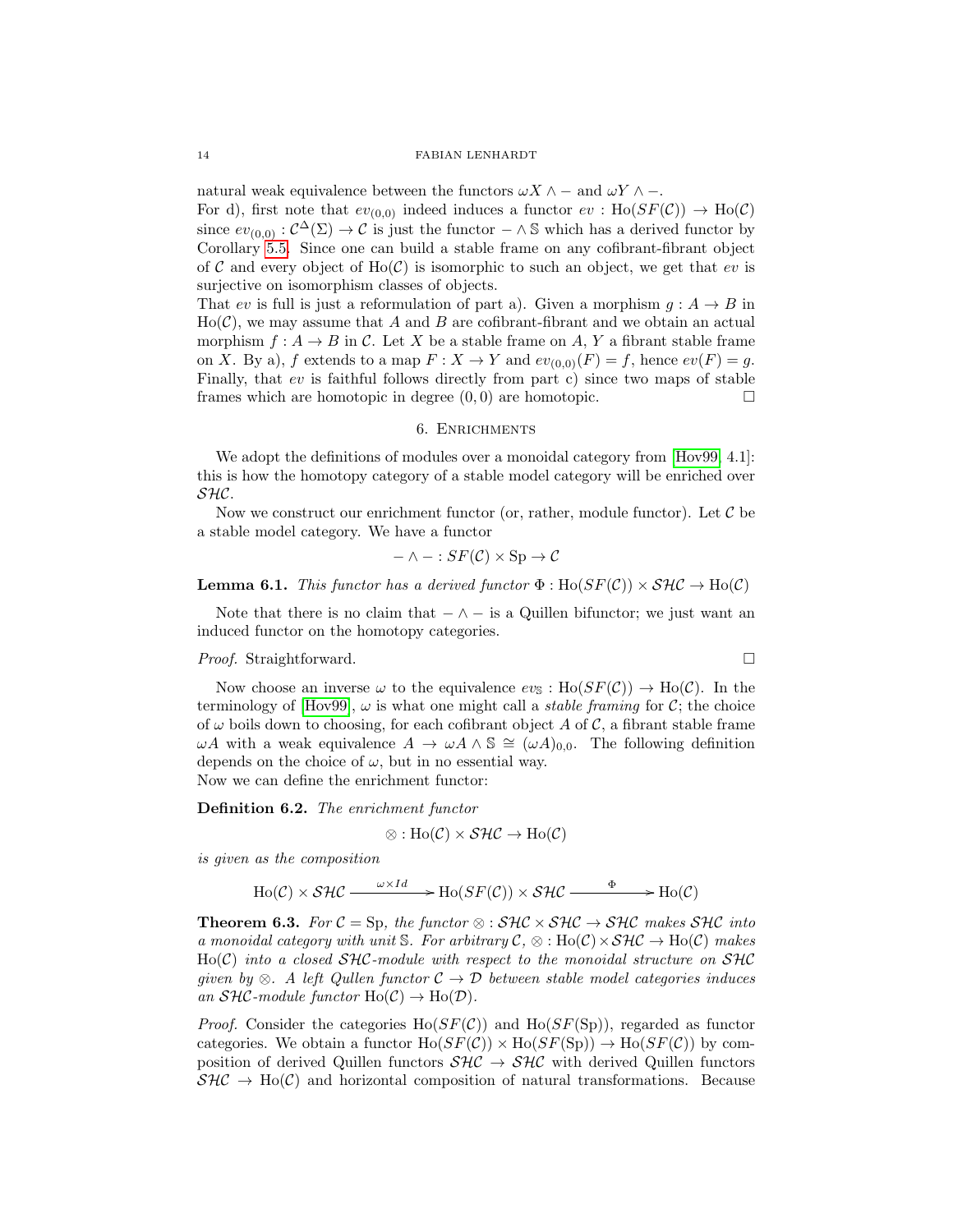natural weak equivalence between the functors $\omega X \wedge -$ and $\omega Y \wedge -$.
For d), first note that $ev_{(0,0)}$ indeed induces a functor $ev : \mathrm{Ho}(SF(\mathcal{C})) \to \mathrm{Ho}(\mathcal{C})$ since $ev_{(0,0)} : \mathcal{C}^{\Delta}(\Sigma) \to \mathcal{C}$ is just the functor $- \wedge \mathbb{S}$ which has a derived functor by Corollary 5.5. Since one can build a stable frame on any cofibrant-fibrant object of $\mathcal{C}$ and every object of $\mathrm{Ho}(\mathcal{C})$ is isomorphic to such an object, we get that $ev$ is surjective on isomorphism classes of objects.
That $ev$ is full is just a reformulation of part a). Given a morphism $g : A \to B$ in $\mathrm{Ho}(\mathcal{C})$, we may assume that $A$ and $B$ are cofibrant-fibrant and we obtain an actual morphism $f : A \to B$ in $\mathcal{C}$. Let $X$ be a stable frame on $A$, $Y$ a fibrant stable frame on $X$. By a), $f$ extends to a map $F : X \to Y$ and $ev_{(0,0)}(F) = f$, hence $ev(F) = g$. Finally, that $ev$ is faithful follows directly from part c) since two maps of stable frames which are homotopic in degree $(0,0)$ are homotopic. □

## 6. Enrichments

We adopt the definitions of modules over a monoidal category from [Hov99, 4.1]: this is how the homotopy category of a stable model category will be enriched over $\mathcal{SHC}$.

Now we construct our enrichment functor (or, rather, module functor). Let $\mathcal{C}$ be a stable model category. We have a functor

$$- \wedge - : SF(\mathcal{C}) \times \mathrm{Sp} \to \mathcal{C}$$

**Lemma 6.1.** *This functor has a derived functor $\Phi : \mathrm{Ho}(SF(\mathcal{C})) \times \mathcal{SHC} \to \mathrm{Ho}(\mathcal{C})$*

Note that there is no claim that $- \wedge -$ is a Quillen bifunctor; we just want an induced functor on the homotopy categories.

*Proof.* Straightforward. □

Now choose an inverse $\omega$ to the equivalence $ev_{\mathbb{S}} : \mathrm{Ho}(SF(\mathcal{C})) \to \mathrm{Ho}(\mathcal{C})$. In the terminology of [Hov99], $\omega$ is what one might call a *stable framing* for $\mathcal{C}$; the choice of $\omega$ boils down to choosing, for each cofibrant object $A$ of $\mathcal{C}$, a fibrant stable frame $\omega A$ with a weak equivalence $A \to \omega A \wedge \mathbb{S} \cong (\omega A)_{0,0}$. The following definition depends on the choice of $\omega$, but in no essential way.
Now we can define the enrichment functor:

**Definition 6.2.** *The enrichment functor*

$$\otimes : \mathrm{Ho}(\mathcal{C}) \times \mathcal{SHC} \to \mathrm{Ho}(\mathcal{C})$$

*is given as the composition*

$$\mathrm{Ho}(\mathcal{C}) \times \mathcal{SHC} \xrightarrow{\omega \times Id} \mathrm{Ho}(SF(\mathcal{C})) \times \mathcal{SHC} \xrightarrow{\Phi} \mathrm{Ho}(\mathcal{C})$$

**Theorem 6.3.** *For $\mathcal{C} = \mathrm{Sp}$, the functor $\otimes : \mathcal{SHC} \times \mathcal{SHC} \to \mathcal{SHC}$ makes $\mathcal{SHC}$ into a monoidal category with unit $\mathbb{S}$. For arbitrary $\mathcal{C}$, $\otimes : \mathrm{Ho}(\mathcal{C}) \times \mathcal{SHC} \to \mathrm{Ho}(\mathcal{C})$ makes $\mathrm{Ho}(\mathcal{C})$ into a closed $\mathcal{SHC}$-module with respect to the monoidal structure on $\mathcal{SHC}$ given by $\otimes$. A left Quillen functor $\mathcal{C} \to \mathcal{D}$ between stable model categories induces an $\mathcal{SHC}$-module functor $\mathrm{Ho}(\mathcal{C}) \to \mathrm{Ho}(\mathcal{D})$.*

*Proof.* Consider the categories $\mathrm{Ho}(SF(\mathcal{C}))$ and $\mathrm{Ho}(SF(\mathrm{Sp}))$, regarded as functor categories. We obtain a functor $\mathrm{Ho}(SF(\mathcal{C})) \times \mathrm{Ho}(SF(\mathrm{Sp})) \to \mathrm{Ho}(SF(\mathcal{C}))$ by composition of derived Quillen functors $\mathcal{SHC} \to \mathcal{SHC}$ with derived Quillen functors $\mathcal{SHC} \to \mathrm{Ho}(\mathcal{C})$ and horizontal composition of natural transformations. Because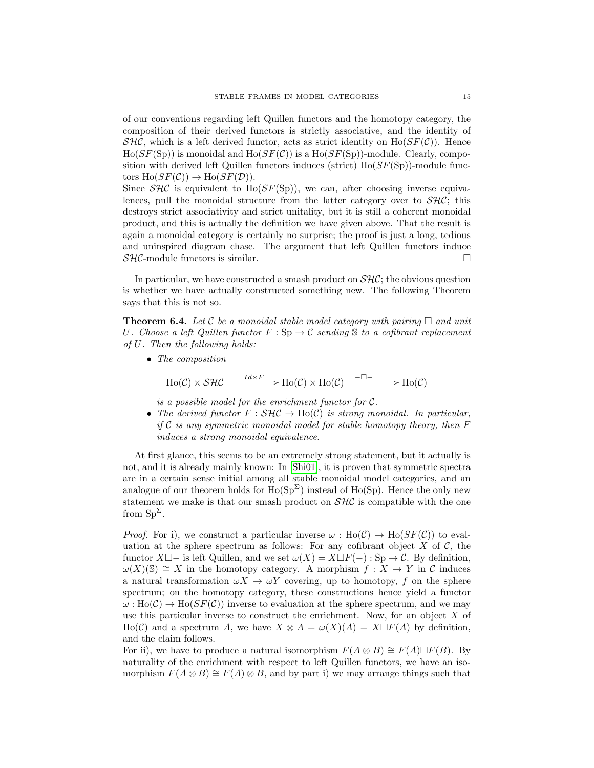of our conventions regarding left Quillen functors and the homotopy category, the composition of their derived functors is strictly associative, and the identity of $\mathcal{SHC}$, which is a left derived functor, acts as strict identity on $\mathrm{Ho}(SF(\mathcal{C}))$. Hence $\mathrm{Ho}(SF(\mathrm{Sp}))$ is monoidal and $\mathrm{Ho}(SF(\mathcal{C}))$ is a $\mathrm{Ho}(SF(\mathrm{Sp}))$-module. Clearly, composition with derived left Quillen functors induces (strict) $\mathrm{Ho}(SF(\mathrm{Sp}))$-module functors $\mathrm{Ho}(SF(\mathcal{C})) \to \mathrm{Ho}(SF(\mathcal{D}))$.
Since $\mathcal{SHC}$ is equivalent to $\mathrm{Ho}(SF(\mathrm{Sp}))$, we can, after choosing inverse equivalences, pull the monoidal structure from the latter category over to $\mathcal{SHC}$; this destroys strict associativity and strict unitality, but it is still a coherent monoidal product, and this is actually the definition we have given above. That the result is again a monoidal category is certainly no surprise; the proof is just a long, tedious and uninspired diagram chase. The argument that left Quillen functors induce $\mathcal{SHC}$-module functors is similar. □

In particular, we have constructed a smash product on $\mathcal{SHC}$; the obvious question is whether we have actually constructed something new. The following Theorem says that this is not so.

**Theorem 6.4.** *Let $\mathcal{C}$ be a monoidal stable model category with pairing $\Box$ and unit $U$. Choose a left Quillen functor $F : \mathrm{Sp} \to \mathcal{C}$ sending $\mathbb{S}$ to a cofibrant replacement of $U$. Then the following holds:*

- *The composition*

$$\mathrm{Ho}(\mathcal{C}) \times \mathcal{SHC} \xrightarrow{Id \times F} \mathrm{Ho}(\mathcal{C}) \times \mathrm{Ho}(\mathcal{C}) \xrightarrow{-\Box-} \mathrm{Ho}(\mathcal{C})$$

  *is a possible model for the enrichment functor for $\mathcal{C}$.*
- *The derived functor $F : \mathcal{SHC} \to \mathrm{Ho}(\mathcal{C})$ is strong monoidal. In particular, if $\mathcal{C}$ is any symmetric monoidal model for stable homotopy theory, then $F$ induces a strong monoidal equivalence.*

At first glance, this seems to be an extremely strong statement, but it actually is not, and it is already mainly known: In [Shi01], it is proven that symmetric spectra are in a certain sense initial among all stable monoidal model categories, and an analogue of our theorem holds for $\mathrm{Ho}(\mathrm{Sp}^{\Sigma})$ instead of $\mathrm{Ho}(\mathrm{Sp})$. Hence the only new statement we make is that our smash product on $\mathcal{SHC}$ is compatible with the one from $\mathrm{Sp}^{\Sigma}$.

*Proof.* For i), we construct a particular inverse $\omega : \mathrm{Ho}(\mathcal{C}) \to \mathrm{Ho}(SF(\mathcal{C}))$ to evaluation at the sphere spectrum as follows: For any cofibrant object $X$ of $\mathcal{C}$, the functor $X\Box-$ is left Quillen, and we set $\omega(X) = X\Box F(-) : \mathrm{Sp} \to \mathcal{C}$. By definition, $\omega(X)(\mathbb{S}) \cong X$ in the homotopy category. A morphism $f : X \to Y$ in $\mathcal{C}$ induces a natural transformation $\omega X \to \omega Y$ covering, up to homotopy, $f$ on the sphere spectrum; on the homotopy category, these constructions hence yield a functor $\omega : \mathrm{Ho}(\mathcal{C}) \to \mathrm{Ho}(SF(\mathcal{C}))$ inverse to evaluation at the sphere spectrum, and we may use this particular inverse to construct the enrichment. Now, for an object $X$ of $\mathrm{Ho}(\mathcal{C})$ and a spectrum $A$, we have $X \otimes A = \omega(X)(A) = X\Box F(A)$ by definition, and the claim follows.
For ii), we have to produce a natural isomorphism $F(A \otimes B) \cong F(A)\Box F(B)$. By naturality of the enrichment with respect to left Quillen functors, we have an isomorphism $F(A \otimes B) \cong F(A) \otimes B$, and by part i) we may arrange things such that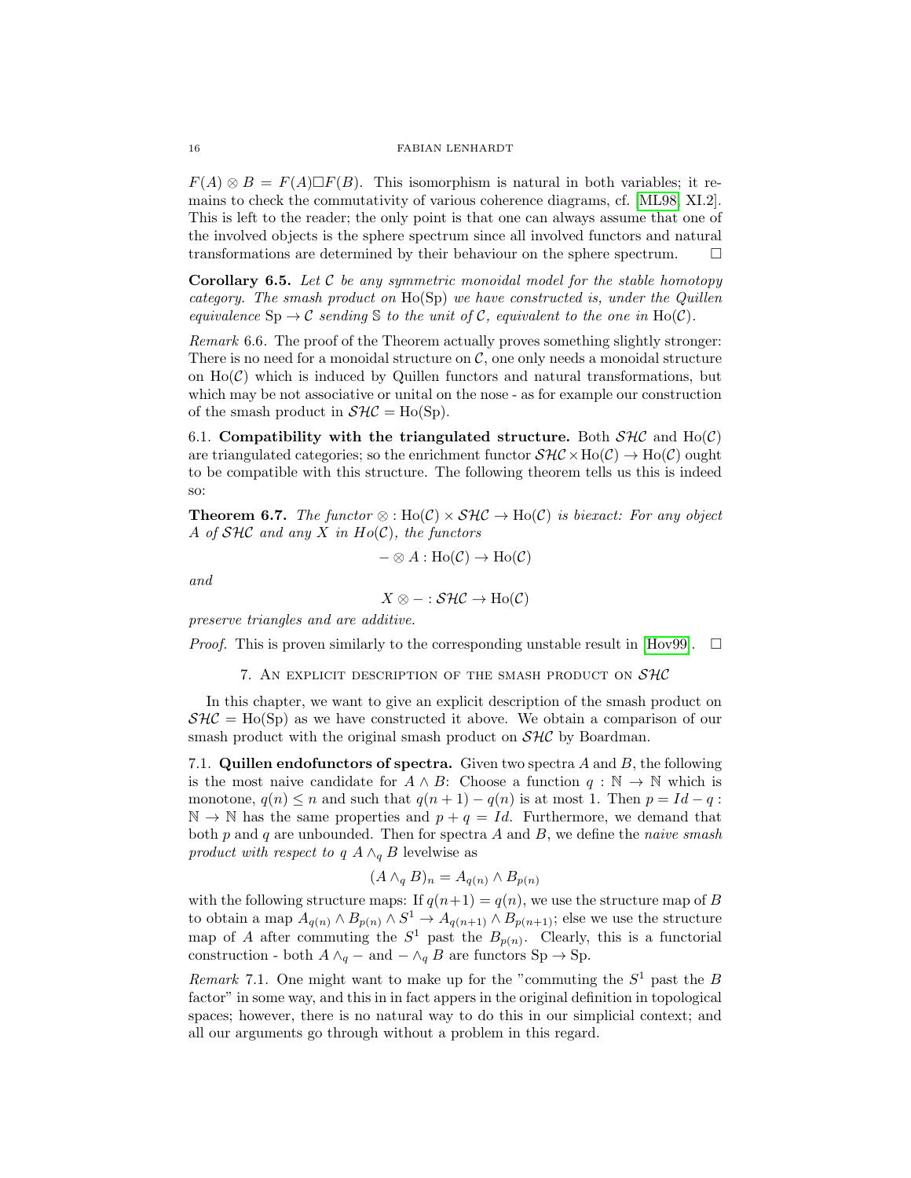$F(A) \otimes B = F(A) \Box F(B)$. This isomorphism is natural in both variables; it remains to check the commutativity of various coherence diagrams, cf. [ML98, XI.2]. This is left to the reader; the only point is that one can always assume that one of the involved objects is the sphere spectrum since all involved functors and natural transformations are determined by their behaviour on the sphere spectrum. $\square$

**Corollary 6.5.** *Let $\mathcal{C}$ be any symmetric monoidal model for the stable homotopy category. The smash product on $\mathrm{Ho}(\mathrm{Sp})$ we have constructed is, under the Quillen equivalence $\mathrm{Sp} \to \mathcal{C}$ sending $\mathbb{S}$ to the unit of $\mathcal{C}$, equivalent to the one in $\mathrm{Ho}(\mathcal{C})$.*

*Remark* 6.6. The proof of the Theorem actually proves something slightly stronger: There is no need for a monoidal structure on $\mathcal{C}$, one only needs a monoidal structure on $\mathrm{Ho}(\mathcal{C})$ which is induced by Quillen functors and natural transformations, but which may be not associative or unital on the nose - as for example our construction of the smash product in $\mathcal{SHC} = \mathrm{Ho}(\mathrm{Sp})$.

6.1. **Compatibility with the triangulated structure.** Both $\mathcal{SHC}$ and $\mathrm{Ho}(\mathcal{C})$ are triangulated categories; so the enrichment functor $\mathcal{SHC} \times \mathrm{Ho}(\mathcal{C}) \to \mathrm{Ho}(\mathcal{C})$ ought to be compatible with this structure. The following theorem tells us this is indeed so:

**Theorem 6.7.** *The functor $\otimes : \mathrm{Ho}(\mathcal{C}) \times \mathcal{SHC} \to \mathrm{Ho}(\mathcal{C})$ is biexact: For any object $A$ of $\mathcal{SHC}$ and any $X$ in $Ho(\mathcal{C})$, the functors*

$$- \otimes A : \mathrm{Ho}(\mathcal{C}) \to \mathrm{Ho}(\mathcal{C})$$

*and*

$$X \otimes - : \mathcal{SHC} \to \mathrm{Ho}(\mathcal{C})$$

*preserve triangles and are additive.*

*Proof.* This is proven similarly to the corresponding unstable result in [Hov99]. $\square$

## 7. An explicit description of the smash product on $\mathcal{SHC}$

In this chapter, we want to give an explicit description of the smash product on $\mathcal{SHC} = \mathrm{Ho}(\mathrm{Sp})$ as we have constructed it above. We obtain a comparison of our smash product with the original smash product on $\mathcal{SHC}$ by Boardman.

7.1. **Quillen endofunctors of spectra.** Given two spectra $A$ and $B$, the following is the most naive candidate for $A \wedge B$: Choose a function $q : \mathbb{N} \to \mathbb{N}$ which is monotone, $q(n) \leq n$ and such that $q(n+1) - q(n)$ is at most 1. Then $p = Id - q : \mathbb{N} \to \mathbb{N}$ has the same properties and $p + q = Id$. Furthermore, we demand that both $p$ and $q$ are unbounded. Then for spectra $A$ and $B$, we define the *naive smash product with respect to $q$* $A \wedge_q B$ levelwise as

$$(A \wedge_q B)_n = A_{q(n)} \wedge B_{p(n)}$$

with the following structure maps: If $q(n+1) = q(n)$, we use the structure map of $B$ to obtain a map $A_{q(n)} \wedge B_{p(n)} \wedge S^1 \to A_{q(n+1)} \wedge B_{p(n+1)}$; else we use the structure map of $A$ after commuting the $S^1$ past the $B_{p(n)}$. Clearly, this is a functorial construction - both $A \wedge_q -$ and $- \wedge_q B$ are functors $\mathrm{Sp} \to \mathrm{Sp}$.

*Remark* 7.1. One might want to make up for the "commuting the $S^1$ past the $B$ factor" in some way, and this in in fact appers in the original definition in topological spaces; however, there is no natural way to do this in our simplicial context; and all our arguments go through without a problem in this regard.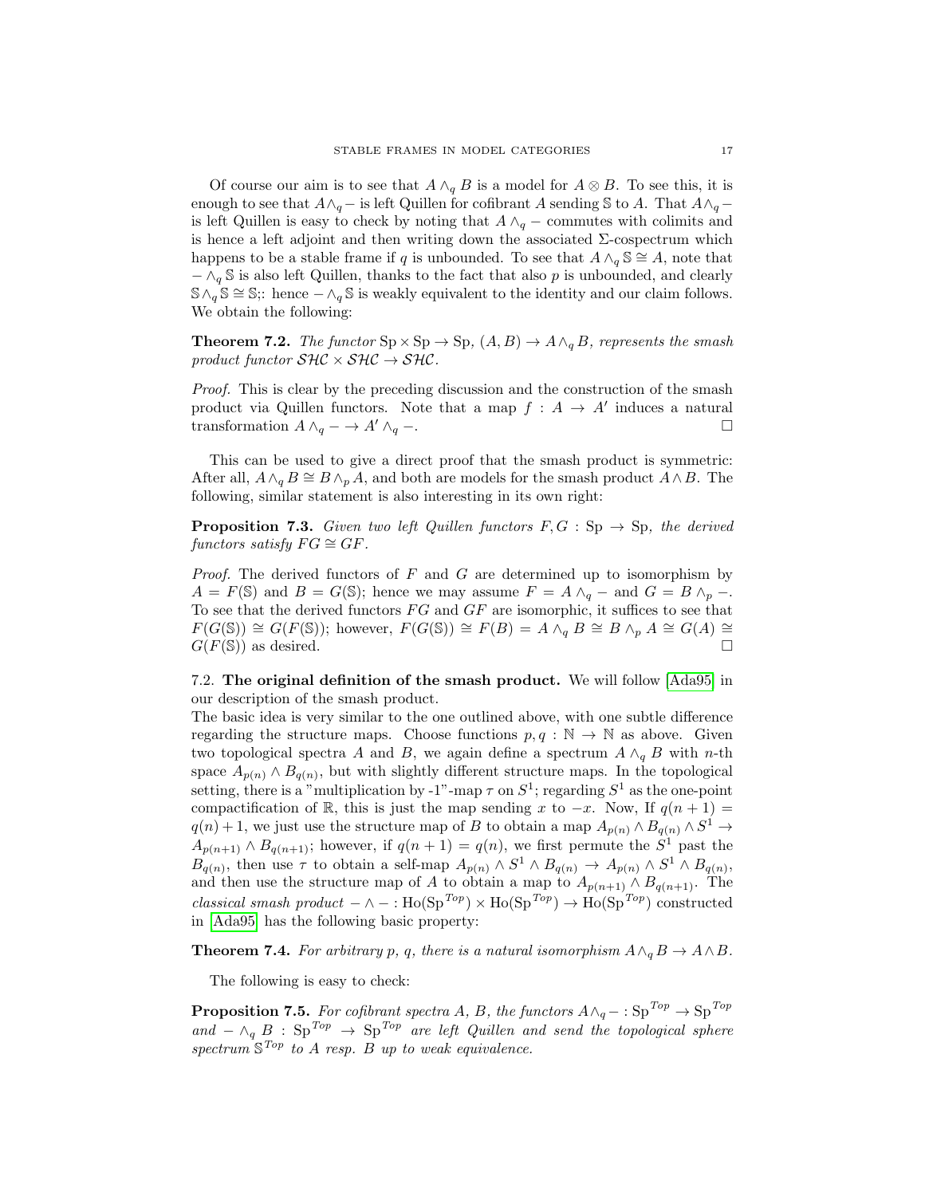Of course our aim is to see that $A \wedge_q B$ is a model for $A \otimes B$. To see this, it is enough to see that $A \wedge_q -$ is left Quillen for cofibrant $A$ sending $\mathbb{S}$ to $A$. That $A \wedge_q -$ is left Quillen is easy to check by noting that $A \wedge_q -$ commutes with colimits and is hence a left adjoint and then writing down the associated $\Sigma$-cospectrum which happens to be a stable frame if $q$ is unbounded. To see that $A \wedge_q \mathbb{S} \cong A$, note that $- \wedge_q \mathbb{S}$ is also left Quillen, thanks to the fact that also $p$ is unbounded, and clearly $\mathbb{S} \wedge_q \mathbb{S} \cong \mathbb{S}$;: hence $- \wedge_q \mathbb{S}$ is weakly equivalent to the identity and our claim follows. We obtain the following:

**Theorem 7.2.** *The functor* $\mathrm{Sp} \times \mathrm{Sp} \to \mathrm{Sp}$, $(A, B) \to A \wedge_q B$, *represents the smash product functor* $\mathcal{SHC} \times \mathcal{SHC} \to \mathcal{SHC}$.

*Proof.* This is clear by the preceding discussion and the construction of the smash product via Quillen functors. Note that a map $f : A \to A'$ induces a natural transformation $A \wedge_q - \to A' \wedge_q -$. $\square$

This can be used to give a direct proof that the smash product is symmetric: After all, $A \wedge_q B \cong B \wedge_p A$, and both are models for the smash product $A \wedge B$. The following, similar statement is also interesting in its own right:

**Proposition 7.3.** *Given two left Quillen functors* $F, G : \mathrm{Sp} \to \mathrm{Sp}$*, the derived functors satisfy* $FG \cong GF$.

*Proof.* The derived functors of $F$ and $G$ are determined up to isomorphism by $A = F(\mathbb{S})$ and $B = G(\mathbb{S})$; hence we may assume $F = A \wedge_q -$ and $G = B \wedge_p -$. To see that the derived functors $FG$ and $GF$ are isomorphic, it suffices to see that $F(G(\mathbb{S})) \cong G(F(\mathbb{S}))$; however, $F(G(\mathbb{S})) \cong F(B) = A \wedge_q B \cong B \wedge_p A \cong G(A) \cong G(F(\mathbb{S}))$ as desired. $\square$

7.2. **The original definition of the smash product.** We will follow [Ada95] in our description of the smash product.
The basic idea is very similar to the one outlined above, with one subtle difference regarding the structure maps. Choose functions $p, q : \mathbb{N} \to \mathbb{N}$ as above. Given two topological spectra $A$ and $B$, we again define a spectrum $A \wedge_q B$ with $n$-th space $A_{p(n)} \wedge B_{q(n)}$, but with slightly different structure maps. In the topological setting, there is a "multiplication by -1"-map $\tau$ on $S^1$; regarding $S^1$ as the one-point compactification of $\mathbb{R}$, this is just the map sending $x$ to $-x$. Now, If $q(n+1) = q(n) + 1$, we just use the structure map of $B$ to obtain a map $A_{p(n)} \wedge B_{q(n)} \wedge S^1 \to A_{p(n+1)} \wedge B_{q(n+1)}$; however, if $q(n+1) = q(n)$, we first permute the $S^1$ past the $B_{q(n)}$, then use $\tau$ to obtain a self-map $A_{p(n)} \wedge S^1 \wedge B_{q(n)} \to A_{p(n)} \wedge S^1 \wedge B_{q(n)}$, and then use the structure map of $A$ to obtain a map to $A_{p(n+1)} \wedge B_{q(n+1)}$. The *classical smash product* $- \wedge - : \mathrm{Ho}(\mathrm{Sp}^{Top}) \times \mathrm{Ho}(\mathrm{Sp}^{Top}) \to \mathrm{Ho}(\mathrm{Sp}^{Top})$ constructed in [Ada95] has the following basic property:

**Theorem 7.4.** *For arbitrary* $p$, $q$, *there is a natural isomorphism* $A \wedge_q B \to A \wedge B$.

The following is easy to check:

**Proposition 7.5.** *For cofibrant spectra* $A$, $B$, *the functors* $A \wedge_q - : \mathrm{Sp}^{Top} \to \mathrm{Sp}^{Top}$ *and* $- \wedge_q B : \mathrm{Sp}^{Top} \to \mathrm{Sp}^{Top}$ *are left Quillen and send the topological sphere spectrum* $\mathbb{S}^{Top}$ *to* $A$ *resp.* $B$ *up to weak equivalence.*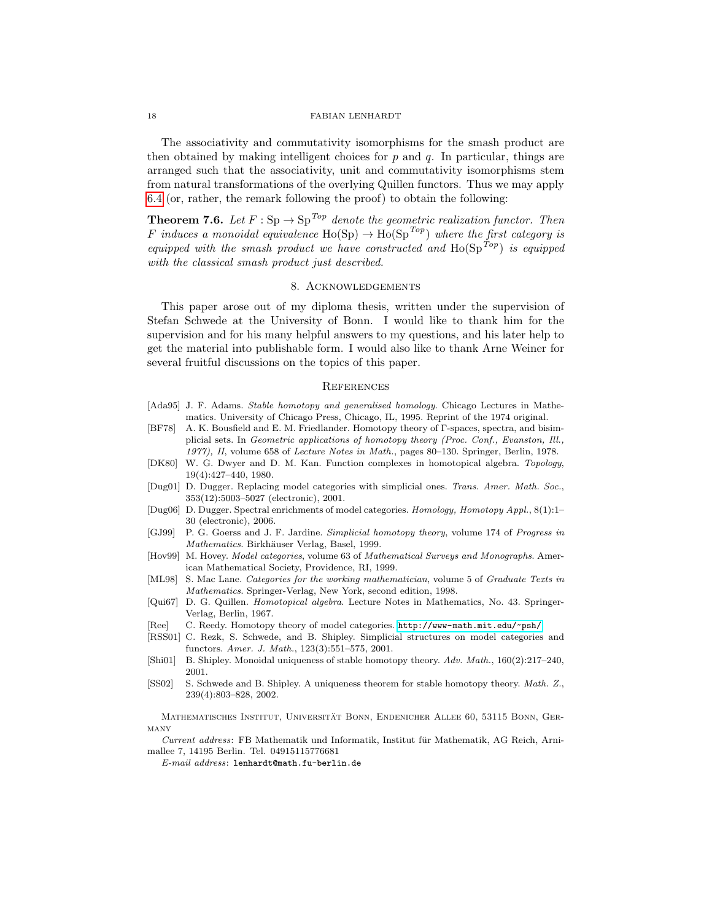The associativity and commutativity isomorphisms for the smash product are then obtained by making intelligent choices for $p$ and $q$. In particular, things are arranged such that the associativity, unit and commutativity isomorphisms stem from natural transformations of the overlying Quillen functors. Thus we may apply 6.4 (or, rather, the remark following the proof) to obtain the following:

**Theorem 7.6.** *Let $F : \mathrm{Sp} \to \mathrm{Sp}^{Top}$ denote the geometric realization functor. Then $F$ induces a monoidal equivalence $\mathrm{Ho}(\mathrm{Sp}) \to \mathrm{Ho}(\mathrm{Sp}^{Top})$ where the first category is equipped with the smash product we have constructed and $\mathrm{Ho}(\mathrm{Sp}^{Top})$ is equipped with the classical smash product just described.*

## 8. Acknowledgements

This paper arose out of my diploma thesis, written under the supervision of Stefan Schwede at the University of Bonn. I would like to thank him for the supervision and for his many helpful answers to my questions, and his later help to get the material into publishable form. I would also like to thank Arne Weiner for several fruitful discussions on the topics of this paper.

## References

- [Ada95] J. F. Adams. *Stable homotopy and generalised homology*. Chicago Lectures in Mathematics. University of Chicago Press, Chicago, IL, 1995. Reprint of the 1974 original.
- [BF78] A. K. Bousfield and E. M. Friedlander. Homotopy theory of Γ-spaces, spectra, and bisimplicial sets. In *Geometric applications of homotopy theory (Proc. Conf., Evanston, Ill., 1977), II*, volume 658 of *Lecture Notes in Math.*, pages 80–130. Springer, Berlin, 1978.
- [DK80] W. G. Dwyer and D. M. Kan. Function complexes in homotopical algebra. *Topology*, 19(4):427–440, 1980.
- [Dug01] D. Dugger. Replacing model categories with simplicial ones. *Trans. Amer. Math. Soc.*, 353(12):5003–5027 (electronic), 2001.
- [Dug06] D. Dugger. Spectral enrichments of model categories. *Homology, Homotopy Appl.*, 8(1):1–30 (electronic), 2006.
- [GJ99] P. G. Goerss and J. F. Jardine. *Simplicial homotopy theory*, volume 174 of *Progress in Mathematics*. Birkhäuser Verlag, Basel, 1999.
- [Hov99] M. Hovey. *Model categories*, volume 63 of *Mathematical Surveys and Monographs*. American Mathematical Society, Providence, RI, 1999.
- [ML98] S. Mac Lane. *Categories for the working mathematician*, volume 5 of *Graduate Texts in Mathematics*. Springer-Verlag, New York, second edition, 1998.
- [Qui67] D. G. Quillen. *Homotopical algebra*. Lecture Notes in Mathematics, No. 43. Springer-Verlag, Berlin, 1967.
- [Ree] C. Reedy. Homotopy theory of model categories. http://www-math.mit.edu/~psh/
- [RSS01] C. Rezk, S. Schwede, and B. Shipley. Simplicial structures on model categories and functors. *Amer. J. Math.*, 123(3):551–575, 2001.
- [Shi01] B. Shipley. Monoidal uniqueness of stable homotopy theory. *Adv. Math.*, 160(2):217–240, 2001.
- [SS02] S. Schwede and B. Shipley. A uniqueness theorem for stable homotopy theory. *Math. Z.*, 239(4):803–828, 2002.

Mathematisches Institut, Universität Bonn, Endenicher Allee 60, 53115 Bonn, Germany

*Current address*: FB Mathematik und Informatik, Institut für Mathematik, AG Reich, Arnimallee 7, 14195 Berlin. Tel. 04915115776681

*E-mail address*: lenhardt@math.fu-berlin.de